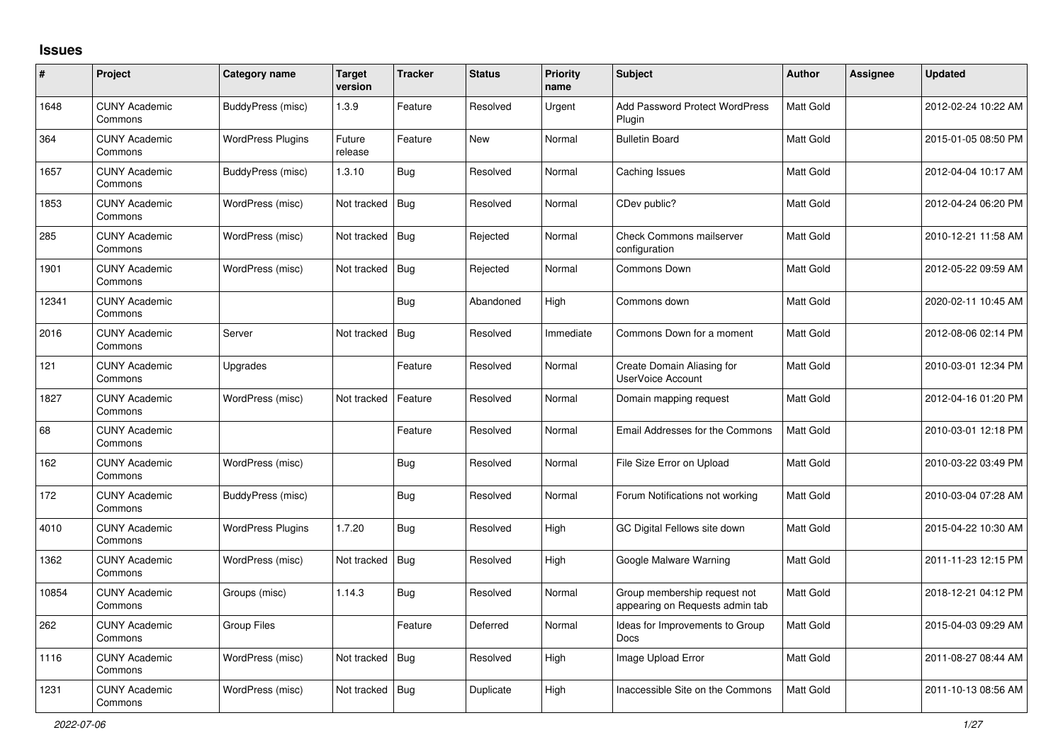# Issues

| # | Project | Category name | Target version | Tracker | Status | Priority name | Subject | Author | Assignee | Updated |
|---|---|---|---|---|---|---|---|---|---|---|
| 1648 | CUNY Academic Commons | BuddyPress (misc) | 1.3.9 | Feature | Resolved | Urgent | Add Password Protect WordPress Plugin | Matt Gold | | 2012-02-24 10:22 AM |
| 364 | CUNY Academic Commons | WordPress Plugins | Future release | Feature | New | Normal | Bulletin Board | Matt Gold | | 2015-01-05 08:50 PM |
| 1657 | CUNY Academic Commons | BuddyPress (misc) | 1.3.10 | Bug | Resolved | Normal | Caching Issues | Matt Gold | | 2012-04-04 10:17 AM |
| 1853 | CUNY Academic Commons | WordPress (misc) | Not tracked | Bug | Resolved | Normal | CDev public? | Matt Gold | | 2012-04-24 06:20 PM |
| 285 | CUNY Academic Commons | WordPress (misc) | Not tracked | Bug | Rejected | Normal | Check Commons mailserver configuration | Matt Gold | | 2010-12-21 11:58 AM |
| 1901 | CUNY Academic Commons | WordPress (misc) | Not tracked | Bug | Rejected | Normal | Commons Down | Matt Gold | | 2012-05-22 09:59 AM |
| 12341 | CUNY Academic Commons | | | Bug | Abandoned | High | Commons down | Matt Gold | | 2020-02-11 10:45 AM |
| 2016 | CUNY Academic Commons | Server | Not tracked | Bug | Resolved | Immediate | Commons Down for a moment | Matt Gold | | 2012-08-06 02:14 PM |
| 121 | CUNY Academic Commons | Upgrades | | Feature | Resolved | Normal | Create Domain Aliasing for UserVoice Account | Matt Gold | | 2010-03-01 12:34 PM |
| 1827 | CUNY Academic Commons | WordPress (misc) | Not tracked | Feature | Resolved | Normal | Domain mapping request | Matt Gold | | 2012-04-16 01:20 PM |
| 68 | CUNY Academic Commons | | | Feature | Resolved | Normal | Email Addresses for the Commons | Matt Gold | | 2010-03-01 12:18 PM |
| 162 | CUNY Academic Commons | WordPress (misc) | | Bug | Resolved | Normal | File Size Error on Upload | Matt Gold | | 2010-03-22 03:49 PM |
| 172 | CUNY Academic Commons | BuddyPress (misc) | | Bug | Resolved | Normal | Forum Notifications not working | Matt Gold | | 2010-03-04 07:28 AM |
| 4010 | CUNY Academic Commons | WordPress Plugins | 1.7.20 | Bug | Resolved | High | GC Digital Fellows site down | Matt Gold | | 2015-04-22 10:30 AM |
| 1362 | CUNY Academic Commons | WordPress (misc) | Not tracked | Bug | Resolved | High | Google Malware Warning | Matt Gold | | 2011-11-23 12:15 PM |
| 10854 | CUNY Academic Commons | Groups (misc) | 1.14.3 | Bug | Resolved | Normal | Group membership request not appearing on Requests admin tab | Matt Gold | | 2018-12-21 04:12 PM |
| 262 | CUNY Academic Commons | Group Files | | Feature | Deferred | Normal | Ideas for Improvements to Group Docs | Matt Gold | | 2015-04-03 09:29 AM |
| 1116 | CUNY Academic Commons | WordPress (misc) | Not tracked | Bug | Resolved | High | Image Upload Error | Matt Gold | | 2011-08-27 08:44 AM |
| 1231 | CUNY Academic Commons | WordPress (misc) | Not tracked | Bug | Duplicate | High | Inaccessible Site on the Commons | Matt Gold | | 2011-10-13 08:56 AM |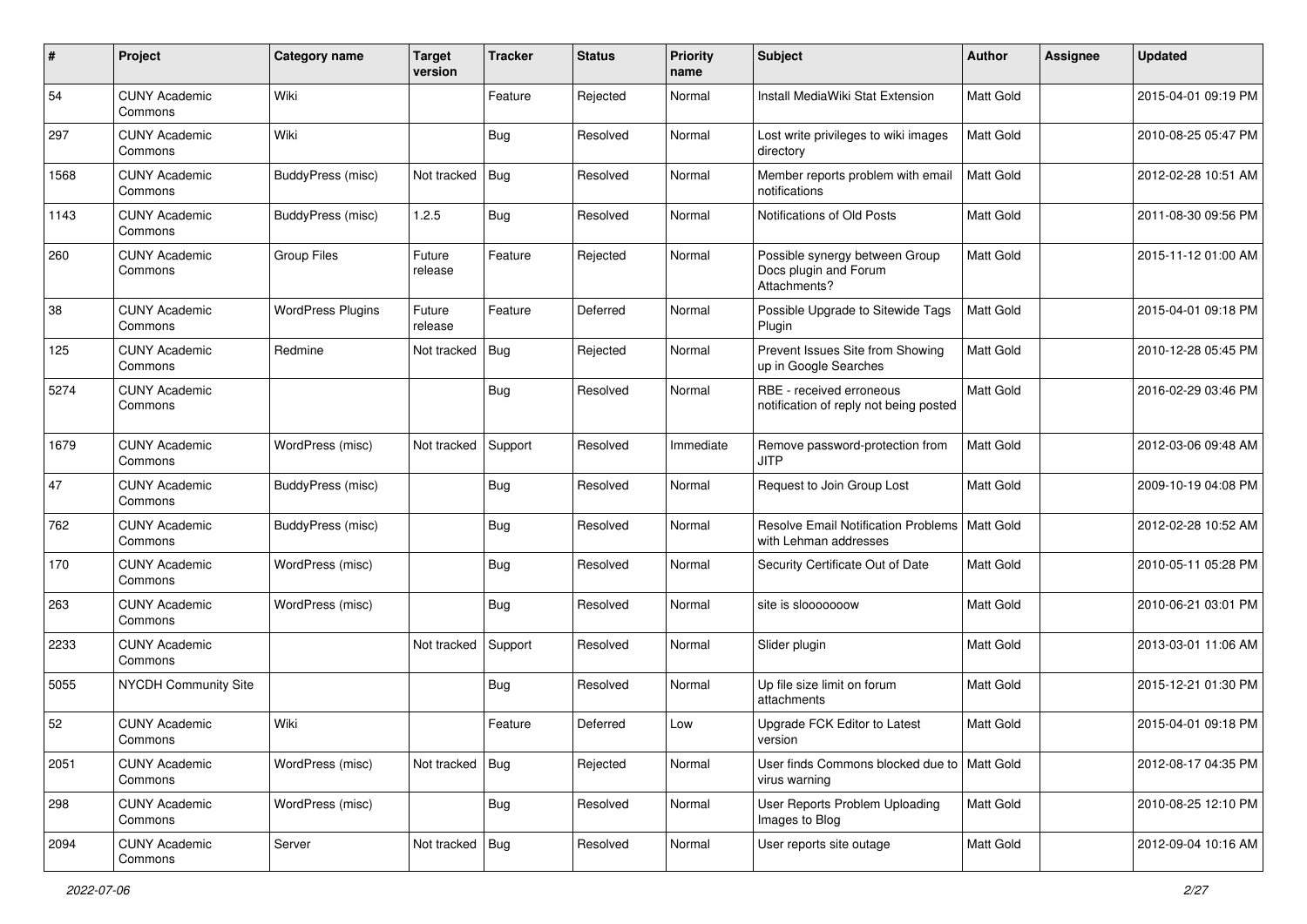| # | Project | Category name | Target version | Tracker | Status | Priority name | Subject | Author | Assignee | Updated |
|---|---|---|---|---|---|---|---|---|---|---|
| 54 | CUNY Academic Commons | Wiki | | Feature | Rejected | Normal | Install MediaWiki Stat Extension | Matt Gold | | 2015-04-01 09:19 PM |
| 297 | CUNY Academic Commons | Wiki | | Bug | Resolved | Normal | Lost write privileges to wiki images directory | Matt Gold | | 2010-08-25 05:47 PM |
| 1568 | CUNY Academic Commons | BuddyPress (misc) | Not tracked | Bug | Resolved | Normal | Member reports problem with email notifications | Matt Gold | | 2012-02-28 10:51 AM |
| 1143 | CUNY Academic Commons | BuddyPress (misc) | 1.2.5 | Bug | Resolved | Normal | Notifications of Old Posts | Matt Gold | | 2011-08-30 09:56 PM |
| 260 | CUNY Academic Commons | Group Files | Future release | Feature | Rejected | Normal | Possible synergy between Group Docs plugin and Forum Attachments? | Matt Gold | | 2015-11-12 01:00 AM |
| 38 | CUNY Academic Commons | WordPress Plugins | Future release | Feature | Deferred | Normal | Possible Upgrade to Sitewide Tags Plugin | Matt Gold | | 2015-04-01 09:18 PM |
| 125 | CUNY Academic Commons | Redmine | Not tracked | Bug | Rejected | Normal | Prevent Issues Site from Showing up in Google Searches | Matt Gold | | 2010-12-28 05:45 PM |
| 5274 | CUNY Academic Commons | | | Bug | Resolved | Normal | RBE - received erroneous notification of reply not being posted | Matt Gold | | 2016-02-29 03:46 PM |
| 1679 | CUNY Academic Commons | WordPress (misc) | Not tracked | Support | Resolved | Immediate | Remove password-protection from JITP | Matt Gold | | 2012-03-06 09:48 AM |
| 47 | CUNY Academic Commons | BuddyPress (misc) | | Bug | Resolved | Normal | Request to Join Group Lost | Matt Gold | | 2009-10-19 04:08 PM |
| 762 | CUNY Academic Commons | BuddyPress (misc) | | Bug | Resolved | Normal | Resolve Email Notification Problems with Lehman addresses | Matt Gold | | 2012-02-28 10:52 AM |
| 170 | CUNY Academic Commons | WordPress (misc) | | Bug | Resolved | Normal | Security Certificate Out of Date | Matt Gold | | 2010-05-11 05:28 PM |
| 263 | CUNY Academic Commons | WordPress (misc) | | Bug | Resolved | Normal | site is slooooooow | Matt Gold | | 2010-06-21 03:01 PM |
| 2233 | CUNY Academic Commons | | Not tracked | Support | Resolved | Normal | Slider plugin | Matt Gold | | 2013-03-01 11:06 AM |
| 5055 | NYCDH Community Site | | | Bug | Resolved | Normal | Up file size limit on forum attachments | Matt Gold | | 2015-12-21 01:30 PM |
| 52 | CUNY Academic Commons | Wiki | | Feature | Deferred | Low | Upgrade FCK Editor to Latest version | Matt Gold | | 2015-04-01 09:18 PM |
| 2051 | CUNY Academic Commons | WordPress (misc) | Not tracked | Bug | Rejected | Normal | User finds Commons blocked due to virus warning | Matt Gold | | 2012-08-17 04:35 PM |
| 298 | CUNY Academic Commons | WordPress (misc) | | Bug | Resolved | Normal | User Reports Problem Uploading Images to Blog | Matt Gold | | 2010-08-25 12:10 PM |
| 2094 | CUNY Academic Commons | Server | Not tracked | Bug | Resolved | Normal | User reports site outage | Matt Gold | | 2012-09-04 10:16 AM |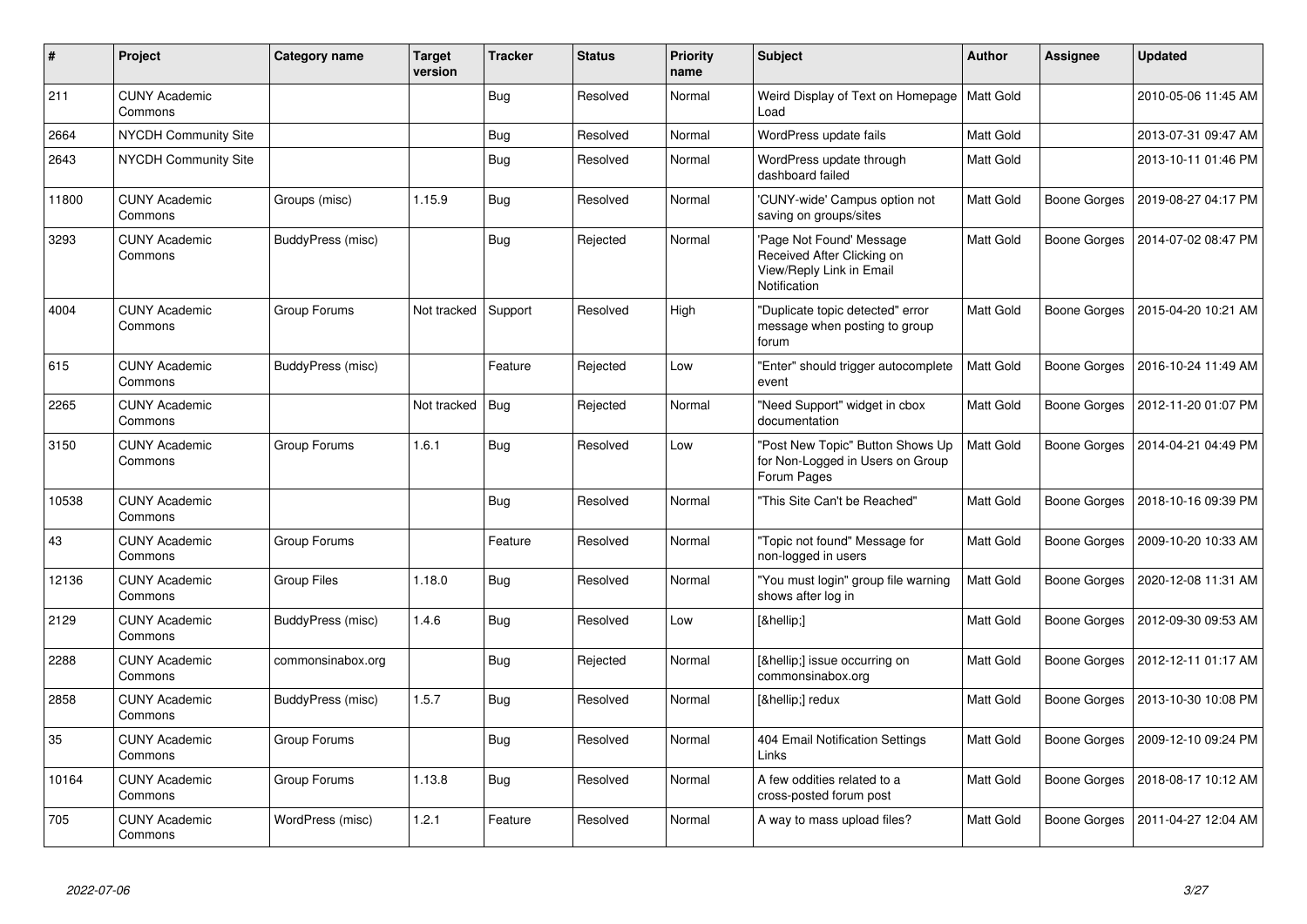| # | Project | Category name | Target version | Tracker | Status | Priority name | Subject | Author | Assignee | Updated |
|---|---|---|---|---|---|---|---|---|---|---|
| 211 | CUNY Academic Commons | | | Bug | Resolved | Normal | Weird Display of Text on Homepage Load | Matt Gold | | 2010-05-06 11:45 AM |
| 2664 | NYCDH Community Site | | | Bug | Resolved | Normal | WordPress update fails | Matt Gold | | 2013-07-31 09:47 AM |
| 2643 | NYCDH Community Site | | | Bug | Resolved | Normal | WordPress update through dashboard failed | Matt Gold | | 2013-10-11 01:46 PM |
| 11800 | CUNY Academic Commons | Groups (misc) | 1.15.9 | Bug | Resolved | Normal | 'CUNY-wide' Campus option not saving on groups/sites | Matt Gold | Boone Gorges | 2019-08-27 04:17 PM |
| 3293 | CUNY Academic Commons | BuddyPress (misc) | | Bug | Rejected | Normal | 'Page Not Found' Message Received After Clicking on View/Reply Link in Email Notification | Matt Gold | Boone Gorges | 2014-07-02 08:47 PM |
| 4004 | CUNY Academic Commons | Group Forums | Not tracked | Support | Resolved | High | "Duplicate topic detected" error message when posting to group forum | Matt Gold | Boone Gorges | 2015-04-20 10:21 AM |
| 615 | CUNY Academic Commons | BuddyPress (misc) | | Feature | Rejected | Low | "Enter" should trigger autocomplete event | Matt Gold | Boone Gorges | 2016-10-24 11:49 AM |
| 2265 | CUNY Academic Commons | | Not tracked | Bug | Rejected | Normal | "Need Support" widget in cbox documentation | Matt Gold | Boone Gorges | 2012-11-20 01:07 PM |
| 3150 | CUNY Academic Commons | Group Forums | 1.6.1 | Bug | Resolved | Low | "Post New Topic" Button Shows Up for Non-Logged in Users on Group Forum Pages | Matt Gold | Boone Gorges | 2014-04-21 04:49 PM |
| 10538 | CUNY Academic Commons | | | Bug | Resolved | Normal | "This Site Can't be Reached" | Matt Gold | Boone Gorges | 2018-10-16 09:39 PM |
| 43 | CUNY Academic Commons | Group Forums | | Feature | Resolved | Normal | "Topic not found" Message for non-logged in users | Matt Gold | Boone Gorges | 2009-10-20 10:33 AM |
| 12136 | CUNY Academic Commons | Group Files | 1.18.0 | Bug | Resolved | Normal | "You must login" group file warning shows after log in | Matt Gold | Boone Gorges | 2020-12-08 11:31 AM |
| 2129 | CUNY Academic Commons | BuddyPress (misc) | 1.4.6 | Bug | Resolved | Low | [&hellip;] | Matt Gold | Boone Gorges | 2012-09-30 09:53 AM |
| 2288 | CUNY Academic Commons | commonsinabox.org | | Bug | Rejected | Normal | [&hellip;] issue occurring on commonsinabox.org | Matt Gold | Boone Gorges | 2012-12-11 01:17 AM |
| 2858 | CUNY Academic Commons | BuddyPress (misc) | 1.5.7 | Bug | Resolved | Normal | [&hellip;] redux | Matt Gold | Boone Gorges | 2013-10-30 10:08 PM |
| 35 | CUNY Academic Commons | Group Forums | | Bug | Resolved | Normal | 404 Email Notification Settings Links | Matt Gold | Boone Gorges | 2009-12-10 09:24 PM |
| 10164 | CUNY Academic Commons | Group Forums | 1.13.8 | Bug | Resolved | Normal | A few oddities related to a cross-posted forum post | Matt Gold | Boone Gorges | 2018-08-17 10:12 AM |
| 705 | CUNY Academic Commons | WordPress (misc) | 1.2.1 | Feature | Resolved | Normal | A way to mass upload files? | Matt Gold | Boone Gorges | 2011-04-27 12:04 AM |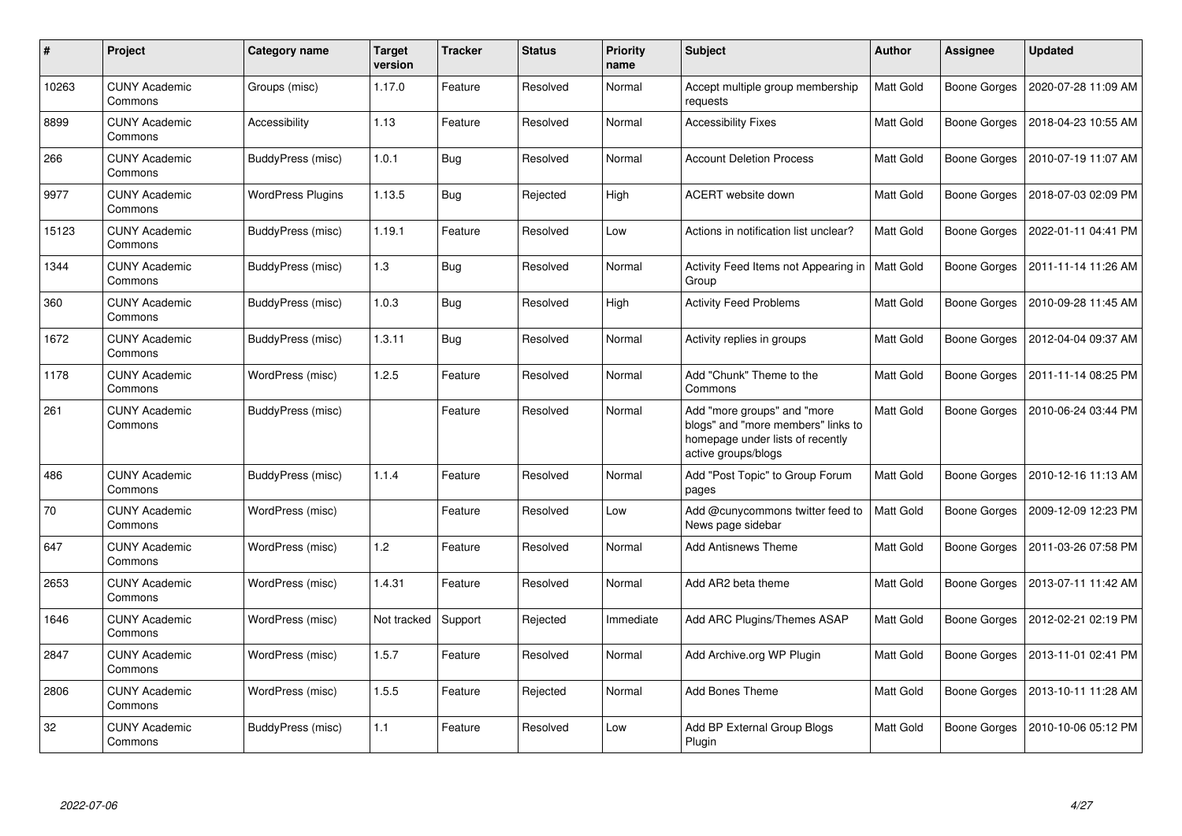| # | Project | Category name | Target version | Tracker | Status | Priority name | Subject | Author | Assignee | Updated |
|---|---|---|---|---|---|---|---|---|---|---|
| 10263 | CUNY Academic Commons | Groups (misc) | 1.17.0 | Feature | Resolved | Normal | Accept multiple group membership requests | Matt Gold | Boone Gorges | 2020-07-28 11:09 AM |
| 8899 | CUNY Academic Commons | Accessibility | 1.13 | Feature | Resolved | Normal | Accessibility Fixes | Matt Gold | Boone Gorges | 2018-04-23 10:55 AM |
| 266 | CUNY Academic Commons | BuddyPress (misc) | 1.0.1 | Bug | Resolved | Normal | Account Deletion Process | Matt Gold | Boone Gorges | 2010-07-19 11:07 AM |
| 9977 | CUNY Academic Commons | WordPress Plugins | 1.13.5 | Bug | Rejected | High | ACERT website down | Matt Gold | Boone Gorges | 2018-07-03 02:09 PM |
| 15123 | CUNY Academic Commons | BuddyPress (misc) | 1.19.1 | Feature | Resolved | Low | Actions in notification list unclear? | Matt Gold | Boone Gorges | 2022-01-11 04:41 PM |
| 1344 | CUNY Academic Commons | BuddyPress (misc) | 1.3 | Bug | Resolved | Normal | Activity Feed Items not Appearing in Group | Matt Gold | Boone Gorges | 2011-11-14 11:26 AM |
| 360 | CUNY Academic Commons | BuddyPress (misc) | 1.0.3 | Bug | Resolved | High | Activity Feed Problems | Matt Gold | Boone Gorges | 2010-09-28 11:45 AM |
| 1672 | CUNY Academic Commons | BuddyPress (misc) | 1.3.11 | Bug | Resolved | Normal | Activity replies in groups | Matt Gold | Boone Gorges | 2012-04-04 09:37 AM |
| 1178 | CUNY Academic Commons | WordPress (misc) | 1.2.5 | Feature | Resolved | Normal | Add "Chunk" Theme to the Commons | Matt Gold | Boone Gorges | 2011-11-14 08:25 PM |
| 261 | CUNY Academic Commons | BuddyPress (misc) | | Feature | Resolved | Normal | Add "more groups" and "more blogs" and "more members" links to homepage under lists of recently active groups/blogs | Matt Gold | Boone Gorges | 2010-06-24 03:44 PM |
| 486 | CUNY Academic Commons | BuddyPress (misc) | 1.1.4 | Feature | Resolved | Normal | Add "Post Topic" to Group Forum pages | Matt Gold | Boone Gorges | 2010-12-16 11:13 AM |
| 70 | CUNY Academic Commons | WordPress (misc) | | Feature | Resolved | Low | Add @cunycommons twitter feed to News page sidebar | Matt Gold | Boone Gorges | 2009-12-09 12:23 PM |
| 647 | CUNY Academic Commons | WordPress (misc) | 1.2 | Feature | Resolved | Normal | Add Antisnews Theme | Matt Gold | Boone Gorges | 2011-03-26 07:58 PM |
| 2653 | CUNY Academic Commons | WordPress (misc) | 1.4.31 | Feature | Resolved | Normal | Add AR2 beta theme | Matt Gold | Boone Gorges | 2013-07-11 11:42 AM |
| 1646 | CUNY Academic Commons | WordPress (misc) | Not tracked | Support | Rejected | Immediate | Add ARC Plugins/Themes ASAP | Matt Gold | Boone Gorges | 2012-02-21 02:19 PM |
| 2847 | CUNY Academic Commons | WordPress (misc) | 1.5.7 | Feature | Resolved | Normal | Add Archive.org WP Plugin | Matt Gold | Boone Gorges | 2013-11-01 02:41 PM |
| 2806 | CUNY Academic Commons | WordPress (misc) | 1.5.5 | Feature | Rejected | Normal | Add Bones Theme | Matt Gold | Boone Gorges | 2013-10-11 11:28 AM |
| 32 | CUNY Academic Commons | BuddyPress (misc) | 1.1 | Feature | Resolved | Low | Add BP External Group Blogs Plugin | Matt Gold | Boone Gorges | 2010-10-06 05:12 PM |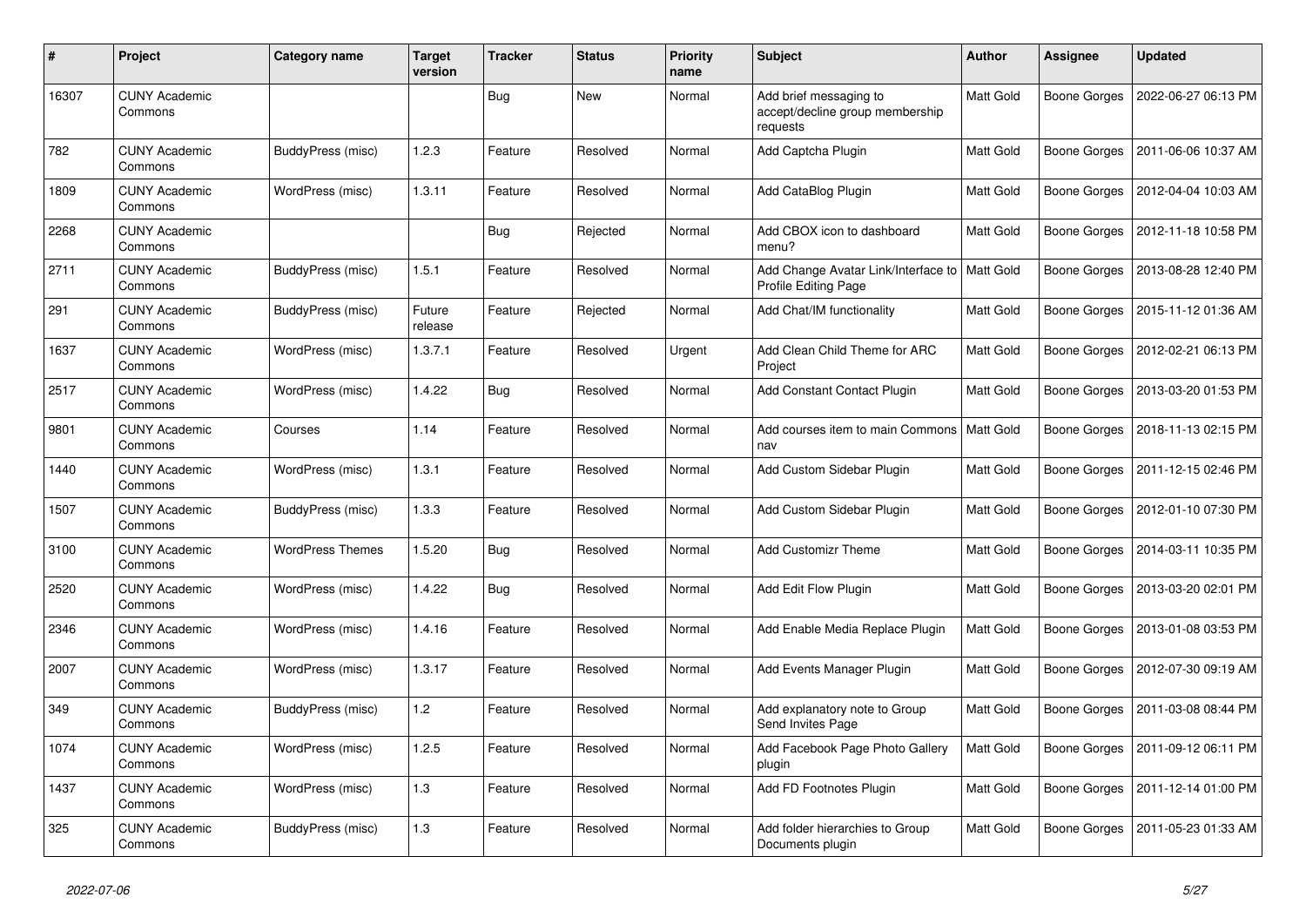| # | Project | Category name | Target version | Tracker | Status | Priority name | Subject | Author | Assignee | Updated |
|---|---|---|---|---|---|---|---|---|---|---|
| 16307 | CUNY Academic Commons | | | Bug | New | Normal | Add brief messaging to accept/decline group membership requests | Matt Gold | Boone Gorges | 2022-06-27 06:13 PM |
| 782 | CUNY Academic Commons | BuddyPress (misc) | 1.2.3 | Feature | Resolved | Normal | Add Captcha Plugin | Matt Gold | Boone Gorges | 2011-06-06 10:37 AM |
| 1809 | CUNY Academic Commons | WordPress (misc) | 1.3.11 | Feature | Resolved | Normal | Add CataBlog Plugin | Matt Gold | Boone Gorges | 2012-04-04 10:03 AM |
| 2268 | CUNY Academic Commons | | | Bug | Rejected | Normal | Add CBOX icon to dashboard menu? | Matt Gold | Boone Gorges | 2012-11-18 10:58 PM |
| 2711 | CUNY Academic Commons | BuddyPress (misc) | 1.5.1 | Feature | Resolved | Normal | Add Change Avatar Link/Interface to Profile Editing Page | Matt Gold | Boone Gorges | 2013-08-28 12:40 PM |
| 291 | CUNY Academic Commons | BuddyPress (misc) | Future release | Feature | Rejected | Normal | Add Chat/IM functionality | Matt Gold | Boone Gorges | 2015-11-12 01:36 AM |
| 1637 | CUNY Academic Commons | WordPress (misc) | 1.3.7.1 | Feature | Resolved | Urgent | Add Clean Child Theme for ARC Project | Matt Gold | Boone Gorges | 2012-02-21 06:13 PM |
| 2517 | CUNY Academic Commons | WordPress (misc) | 1.4.22 | Bug | Resolved | Normal | Add Constant Contact Plugin | Matt Gold | Boone Gorges | 2013-03-20 01:53 PM |
| 9801 | CUNY Academic Commons | Courses | 1.14 | Feature | Resolved | Normal | Add courses item to main Commons nav | Matt Gold | Boone Gorges | 2018-11-13 02:15 PM |
| 1440 | CUNY Academic Commons | WordPress (misc) | 1.3.1 | Feature | Resolved | Normal | Add Custom Sidebar Plugin | Matt Gold | Boone Gorges | 2011-12-15 02:46 PM |
| 1507 | CUNY Academic Commons | BuddyPress (misc) | 1.3.3 | Feature | Resolved | Normal | Add Custom Sidebar Plugin | Matt Gold | Boone Gorges | 2012-01-10 07:30 PM |
| 3100 | CUNY Academic Commons | WordPress Themes | 1.5.20 | Bug | Resolved | Normal | Add Customizr Theme | Matt Gold | Boone Gorges | 2014-03-11 10:35 PM |
| 2520 | CUNY Academic Commons | WordPress (misc) | 1.4.22 | Bug | Resolved | Normal | Add Edit Flow Plugin | Matt Gold | Boone Gorges | 2013-03-20 02:01 PM |
| 2346 | CUNY Academic Commons | WordPress (misc) | 1.4.16 | Feature | Resolved | Normal | Add Enable Media Replace Plugin | Matt Gold | Boone Gorges | 2013-01-08 03:53 PM |
| 2007 | CUNY Academic Commons | WordPress (misc) | 1.3.17 | Feature | Resolved | Normal | Add Events Manager Plugin | Matt Gold | Boone Gorges | 2012-07-30 09:19 AM |
| 349 | CUNY Academic Commons | BuddyPress (misc) | 1.2 | Feature | Resolved | Normal | Add explanatory note to Group Send Invites Page | Matt Gold | Boone Gorges | 2011-03-08 08:44 PM |
| 1074 | CUNY Academic Commons | WordPress (misc) | 1.2.5 | Feature | Resolved | Normal | Add Facebook Page Photo Gallery plugin | Matt Gold | Boone Gorges | 2011-09-12 06:11 PM |
| 1437 | CUNY Academic Commons | WordPress (misc) | 1.3 | Feature | Resolved | Normal | Add FD Footnotes Plugin | Matt Gold | Boone Gorges | 2011-12-14 01:00 PM |
| 325 | CUNY Academic Commons | BuddyPress (misc) | 1.3 | Feature | Resolved | Normal | Add folder hierarchies to Group Documents plugin | Matt Gold | Boone Gorges | 2011-05-23 01:33 AM |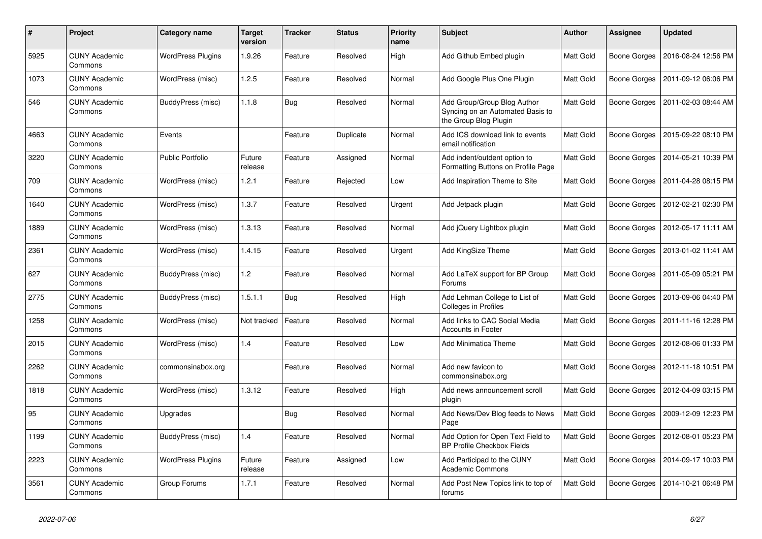| # | Project | Category name | Target version | Tracker | Status | Priority name | Subject | Author | Assignee | Updated |
|---|---|---|---|---|---|---|---|---|---|---|
| 5925 | CUNY Academic Commons | WordPress Plugins | 1.9.26 | Feature | Resolved | High | Add Github Embed plugin | Matt Gold | Boone Gorges | 2016-08-24 12:56 PM |
| 1073 | CUNY Academic Commons | WordPress (misc) | 1.2.5 | Feature | Resolved | Normal | Add Google Plus One Plugin | Matt Gold | Boone Gorges | 2011-09-12 06:06 PM |
| 546 | CUNY Academic Commons | BuddyPress (misc) | 1.1.8 | Bug | Resolved | Normal | Add Group/Group Blog Author Syncing on an Automated Basis to the Group Blog Plugin | Matt Gold | Boone Gorges | 2011-02-03 08:44 AM |
| 4663 | CUNY Academic Commons | Events | | Feature | Duplicate | Normal | Add ICS download link to events email notification | Matt Gold | Boone Gorges | 2015-09-22 08:10 PM |
| 3220 | CUNY Academic Commons | Public Portfolio | Future release | Feature | Assigned | Normal | Add indent/outdent option to Formatting Buttons on Profile Page | Matt Gold | Boone Gorges | 2014-05-21 10:39 PM |
| 709 | CUNY Academic Commons | WordPress (misc) | 1.2.1 | Feature | Rejected | Low | Add Inspiration Theme to Site | Matt Gold | Boone Gorges | 2011-04-28 08:15 PM |
| 1640 | CUNY Academic Commons | WordPress (misc) | 1.3.7 | Feature | Resolved | Urgent | Add Jetpack plugin | Matt Gold | Boone Gorges | 2012-02-21 02:30 PM |
| 1889 | CUNY Academic Commons | WordPress (misc) | 1.3.13 | Feature | Resolved | Normal | Add jQuery Lightbox plugin | Matt Gold | Boone Gorges | 2012-05-17 11:11 AM |
| 2361 | CUNY Academic Commons | WordPress (misc) | 1.4.15 | Feature | Resolved | Urgent | Add KingSize Theme | Matt Gold | Boone Gorges | 2013-01-02 11:41 AM |
| 627 | CUNY Academic Commons | BuddyPress (misc) | 1.2 | Feature | Resolved | Normal | Add LaTeX support for BP Group Forums | Matt Gold | Boone Gorges | 2011-05-09 05:21 PM |
| 2775 | CUNY Academic Commons | BuddyPress (misc) | 1.5.1.1 | Bug | Resolved | High | Add Lehman College to List of Colleges in Profiles | Matt Gold | Boone Gorges | 2013-09-06 04:40 PM |
| 1258 | CUNY Academic Commons | WordPress (misc) | Not tracked | Feature | Resolved | Normal | Add links to CAC Social Media Accounts in Footer | Matt Gold | Boone Gorges | 2011-11-16 12:28 PM |
| 2015 | CUNY Academic Commons | WordPress (misc) | 1.4 | Feature | Resolved | Low | Add Minimatica Theme | Matt Gold | Boone Gorges | 2012-08-06 01:33 PM |
| 2262 | CUNY Academic Commons | commonsinabox.org | | Feature | Resolved | Normal | Add new favicon to commonsinabox.org | Matt Gold | Boone Gorges | 2012-11-18 10:51 PM |
| 1818 | CUNY Academic Commons | WordPress (misc) | 1.3.12 | Feature | Resolved | High | Add news announcement scroll plugin | Matt Gold | Boone Gorges | 2012-04-09 03:15 PM |
| 95 | CUNY Academic Commons | Upgrades | | Bug | Resolved | Normal | Add News/Dev Blog feeds to News Page | Matt Gold | Boone Gorges | 2009-12-09 12:23 PM |
| 1199 | CUNY Academic Commons | BuddyPress (misc) | 1.4 | Feature | Resolved | Normal | Add Option for Open Text Field to BP Profile Checkbox Fields | Matt Gold | Boone Gorges | 2012-08-01 05:23 PM |
| 2223 | CUNY Academic Commons | WordPress Plugins | Future release | Feature | Assigned | Low | Add Participad to the CUNY Academic Commons | Matt Gold | Boone Gorges | 2014-09-17 10:03 PM |
| 3561 | CUNY Academic Commons | Group Forums | 1.7.1 | Feature | Resolved | Normal | Add Post New Topics link to top of forums | Matt Gold | Boone Gorges | 2014-10-21 06:48 PM |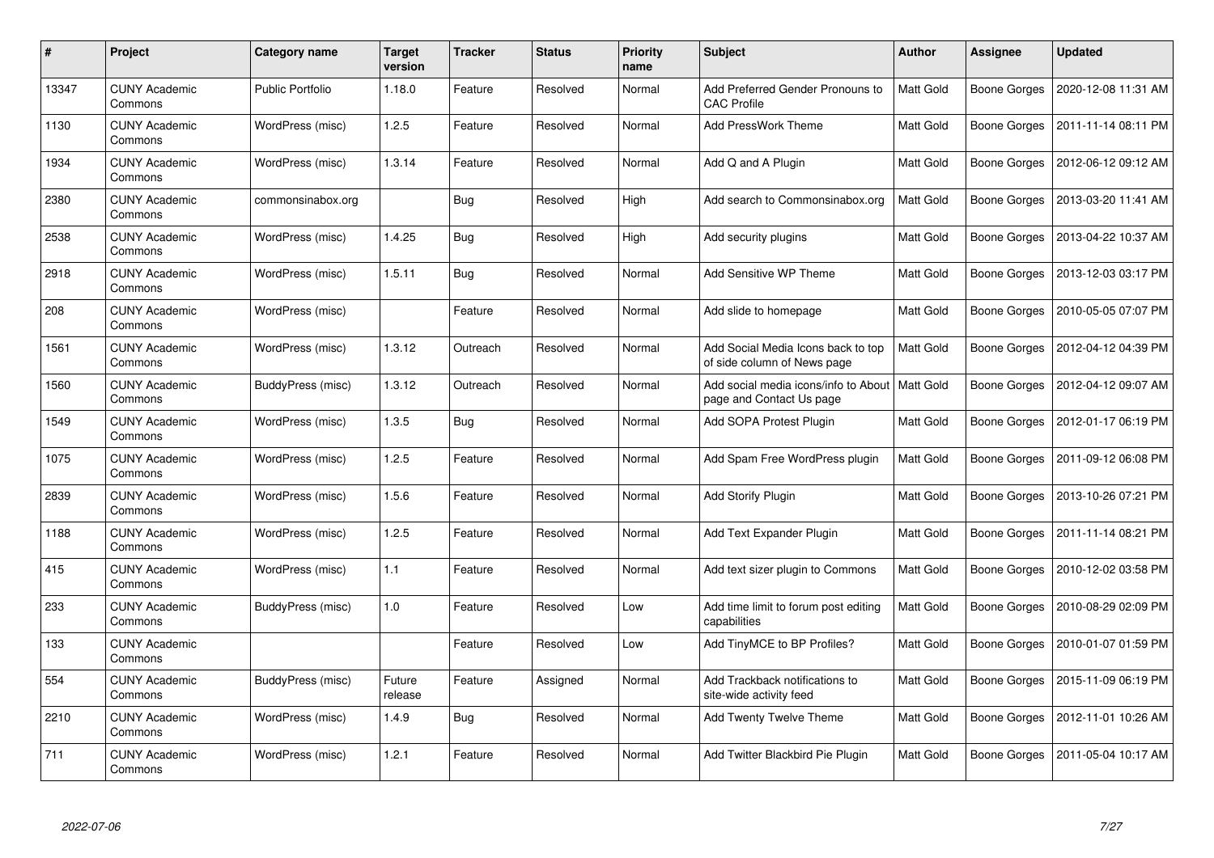| # | Project | Category name | Target version | Tracker | Status | Priority name | Subject | Author | Assignee | Updated |
|---|---|---|---|---|---|---|---|---|---|---|
| 13347 | CUNY Academic Commons | Public Portfolio | 1.18.0 | Feature | Resolved | Normal | Add Preferred Gender Pronouns to CAC Profile | Matt Gold | Boone Gorges | 2020-12-08 11:31 AM |
| 1130 | CUNY Academic Commons | WordPress (misc) | 1.2.5 | Feature | Resolved | Normal | Add PressWork Theme | Matt Gold | Boone Gorges | 2011-11-14 08:11 PM |
| 1934 | CUNY Academic Commons | WordPress (misc) | 1.3.14 | Feature | Resolved | Normal | Add Q and A Plugin | Matt Gold | Boone Gorges | 2012-06-12 09:12 AM |
| 2380 | CUNY Academic Commons | commonsinabox.org | | Bug | Resolved | High | Add search to Commonsinabox.org | Matt Gold | Boone Gorges | 2013-03-20 11:41 AM |
| 2538 | CUNY Academic Commons | WordPress (misc) | 1.4.25 | Bug | Resolved | High | Add security plugins | Matt Gold | Boone Gorges | 2013-04-22 10:37 AM |
| 2918 | CUNY Academic Commons | WordPress (misc) | 1.5.11 | Bug | Resolved | Normal | Add Sensitive WP Theme | Matt Gold | Boone Gorges | 2013-12-03 03:17 PM |
| 208 | CUNY Academic Commons | WordPress (misc) | | Feature | Resolved | Normal | Add slide to homepage | Matt Gold | Boone Gorges | 2010-05-05 07:07 PM |
| 1561 | CUNY Academic Commons | WordPress (misc) | 1.3.12 | Outreach | Resolved | Normal | Add Social Media Icons back to top of side column of News page | Matt Gold | Boone Gorges | 2012-04-12 04:39 PM |
| 1560 | CUNY Academic Commons | BuddyPress (misc) | 1.3.12 | Outreach | Resolved | Normal | Add social media icons/info to About page and Contact Us page | Matt Gold | Boone Gorges | 2012-04-12 09:07 AM |
| 1549 | CUNY Academic Commons | WordPress (misc) | 1.3.5 | Bug | Resolved | Normal | Add SOPA Protest Plugin | Matt Gold | Boone Gorges | 2012-01-17 06:19 PM |
| 1075 | CUNY Academic Commons | WordPress (misc) | 1.2.5 | Feature | Resolved | Normal | Add Spam Free WordPress plugin | Matt Gold | Boone Gorges | 2011-09-12 06:08 PM |
| 2839 | CUNY Academic Commons | WordPress (misc) | 1.5.6 | Feature | Resolved | Normal | Add Storify Plugin | Matt Gold | Boone Gorges | 2013-10-26 07:21 PM |
| 1188 | CUNY Academic Commons | WordPress (misc) | 1.2.5 | Feature | Resolved | Normal | Add Text Expander Plugin | Matt Gold | Boone Gorges | 2011-11-14 08:21 PM |
| 415 | CUNY Academic Commons | WordPress (misc) | 1.1 | Feature | Resolved | Normal | Add text sizer plugin to Commons | Matt Gold | Boone Gorges | 2010-12-02 03:58 PM |
| 233 | CUNY Academic Commons | BuddyPress (misc) | 1.0 | Feature | Resolved | Low | Add time limit to forum post editing capabilities | Matt Gold | Boone Gorges | 2010-08-29 02:09 PM |
| 133 | CUNY Academic Commons | | | Feature | Resolved | Low | Add TinyMCE to BP Profiles? | Matt Gold | Boone Gorges | 2010-01-07 01:59 PM |
| 554 | CUNY Academic Commons | BuddyPress (misc) | Future release | Feature | Assigned | Normal | Add Trackback notifications to site-wide activity feed | Matt Gold | Boone Gorges | 2015-11-09 06:19 PM |
| 2210 | CUNY Academic Commons | WordPress (misc) | 1.4.9 | Bug | Resolved | Normal | Add Twenty Twelve Theme | Matt Gold | Boone Gorges | 2012-11-01 10:26 AM |
| 711 | CUNY Academic Commons | WordPress (misc) | 1.2.1 | Feature | Resolved | Normal | Add Twitter Blackbird Pie Plugin | Matt Gold | Boone Gorges | 2011-05-04 10:17 AM |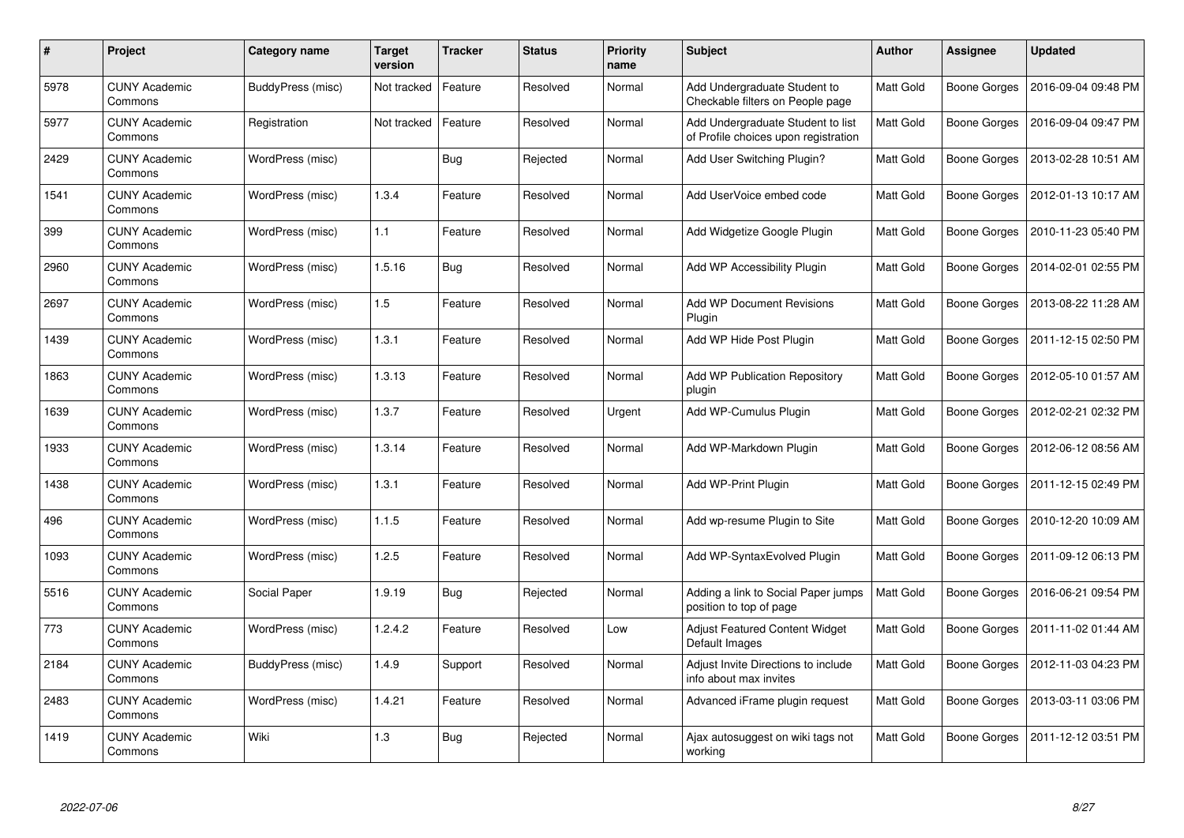| # | Project | Category name | Target version | Tracker | Status | Priority name | Subject | Author | Assignee | Updated |
|---|---|---|---|---|---|---|---|---|---|---|
| 5978 | CUNY Academic Commons | BuddyPress (misc) | Not tracked | Feature | Resolved | Normal | Add Undergraduate Student to Checkable filters on People page | Matt Gold | Boone Gorges | 2016-09-04 09:48 PM |
| 5977 | CUNY Academic Commons | Registration | Not tracked | Feature | Resolved | Normal | Add Undergraduate Student to list of Profile choices upon registration | Matt Gold | Boone Gorges | 2016-09-04 09:47 PM |
| 2429 | CUNY Academic Commons | WordPress (misc) | | Bug | Rejected | Normal | Add User Switching Plugin? | Matt Gold | Boone Gorges | 2013-02-28 10:51 AM |
| 1541 | CUNY Academic Commons | WordPress (misc) | 1.3.4 | Feature | Resolved | Normal | Add UserVoice embed code | Matt Gold | Boone Gorges | 2012-01-13 10:17 AM |
| 399 | CUNY Academic Commons | WordPress (misc) | 1.1 | Feature | Resolved | Normal | Add Widgetize Google Plugin | Matt Gold | Boone Gorges | 2010-11-23 05:40 PM |
| 2960 | CUNY Academic Commons | WordPress (misc) | 1.5.16 | Bug | Resolved | Normal | Add WP Accessibility Plugin | Matt Gold | Boone Gorges | 2014-02-01 02:55 PM |
| 2697 | CUNY Academic Commons | WordPress (misc) | 1.5 | Feature | Resolved | Normal | Add WP Document Revisions Plugin | Matt Gold | Boone Gorges | 2013-08-22 11:28 AM |
| 1439 | CUNY Academic Commons | WordPress (misc) | 1.3.1 | Feature | Resolved | Normal | Add WP Hide Post Plugin | Matt Gold | Boone Gorges | 2011-12-15 02:50 PM |
| 1863 | CUNY Academic Commons | WordPress (misc) | 1.3.13 | Feature | Resolved | Normal | Add WP Publication Repository plugin | Matt Gold | Boone Gorges | 2012-05-10 01:57 AM |
| 1639 | CUNY Academic Commons | WordPress (misc) | 1.3.7 | Feature | Resolved | Urgent | Add WP-Cumulus Plugin | Matt Gold | Boone Gorges | 2012-02-21 02:32 PM |
| 1933 | CUNY Academic Commons | WordPress (misc) | 1.3.14 | Feature | Resolved | Normal | Add WP-Markdown Plugin | Matt Gold | Boone Gorges | 2012-06-12 08:56 AM |
| 1438 | CUNY Academic Commons | WordPress (misc) | 1.3.1 | Feature | Resolved | Normal | Add WP-Print Plugin | Matt Gold | Boone Gorges | 2011-12-15 02:49 PM |
| 496 | CUNY Academic Commons | WordPress (misc) | 1.1.5 | Feature | Resolved | Normal | Add wp-resume Plugin to Site | Matt Gold | Boone Gorges | 2010-12-20 10:09 AM |
| 1093 | CUNY Academic Commons | WordPress (misc) | 1.2.5 | Feature | Resolved | Normal | Add WP-SyntaxEvolved Plugin | Matt Gold | Boone Gorges | 2011-09-12 06:13 PM |
| 5516 | CUNY Academic Commons | Social Paper | 1.9.19 | Bug | Rejected | Normal | Adding a link to Social Paper jumps position to top of page | Matt Gold | Boone Gorges | 2016-06-21 09:54 PM |
| 773 | CUNY Academic Commons | WordPress (misc) | 1.2.4.2 | Feature | Resolved | Low | Adjust Featured Content Widget Default Images | Matt Gold | Boone Gorges | 2011-11-02 01:44 AM |
| 2184 | CUNY Academic Commons | BuddyPress (misc) | 1.4.9 | Support | Resolved | Normal | Adjust Invite Directions to include info about max invites | Matt Gold | Boone Gorges | 2012-11-03 04:23 PM |
| 2483 | CUNY Academic Commons | WordPress (misc) | 1.4.21 | Feature | Resolved | Normal | Advanced iFrame plugin request | Matt Gold | Boone Gorges | 2013-03-11 03:06 PM |
| 1419 | CUNY Academic Commons | Wiki | 1.3 | Bug | Rejected | Normal | Ajax autosuggest on wiki tags not working | Matt Gold | Boone Gorges | 2011-12-12 03:51 PM |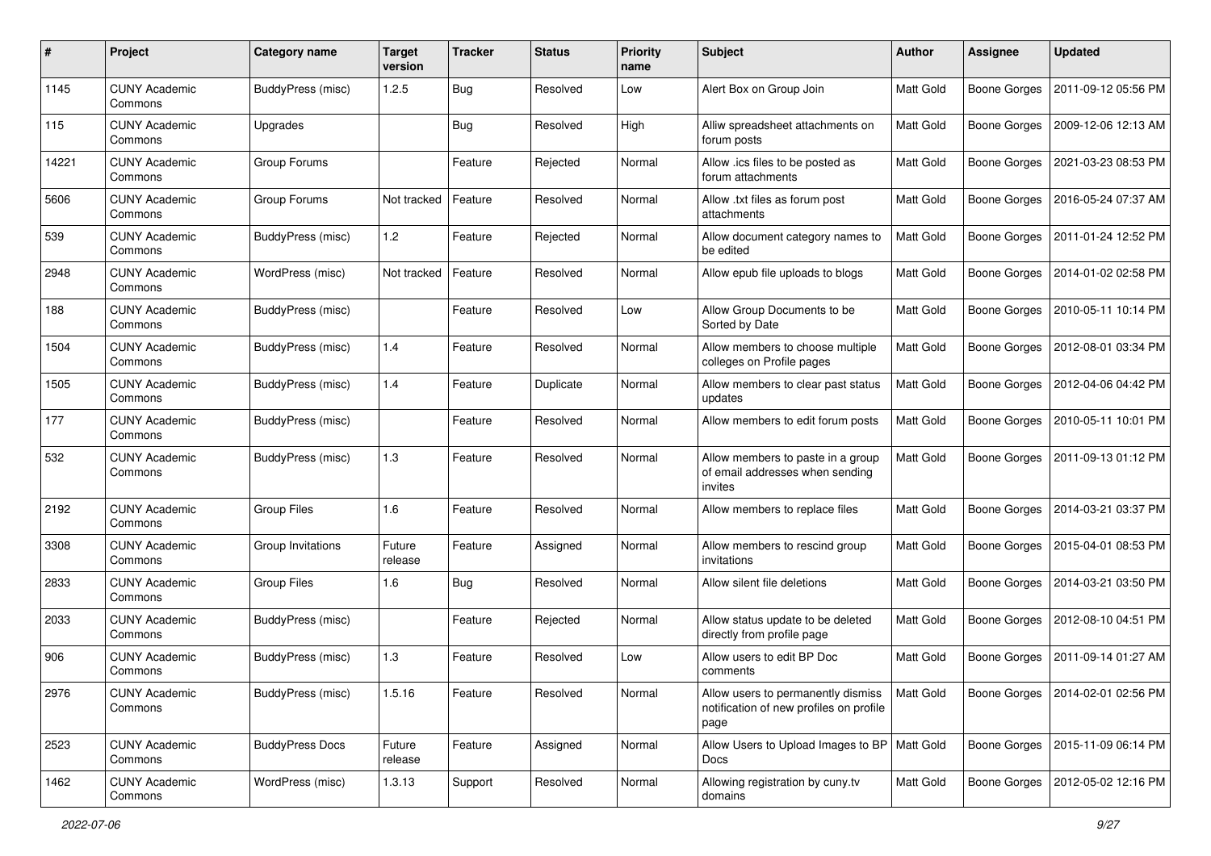| # | Project | Category name | Target version | Tracker | Status | Priority name | Subject | Author | Assignee | Updated |
|---|---|---|---|---|---|---|---|---|---|---|
| 1145 | CUNY Academic Commons | BuddyPress (misc) | 1.2.5 | Bug | Resolved | Low | Alert Box on Group Join | Matt Gold | Boone Gorges | 2011-09-12 05:56 PM |
| 115 | CUNY Academic Commons | Upgrades | | Bug | Resolved | High | Alliw spreadsheet attachments on forum posts | Matt Gold | Boone Gorges | 2009-12-06 12:13 AM |
| 14221 | CUNY Academic Commons | Group Forums | | Feature | Rejected | Normal | Allow .ics files to be posted as forum attachments | Matt Gold | Boone Gorges | 2021-03-23 08:53 PM |
| 5606 | CUNY Academic Commons | Group Forums | Not tracked | Feature | Resolved | Normal | Allow .txt files as forum post attachments | Matt Gold | Boone Gorges | 2016-05-24 07:37 AM |
| 539 | CUNY Academic Commons | BuddyPress (misc) | 1.2 | Feature | Rejected | Normal | Allow document category names to be edited | Matt Gold | Boone Gorges | 2011-01-24 12:52 PM |
| 2948 | CUNY Academic Commons | WordPress (misc) | Not tracked | Feature | Resolved | Normal | Allow epub file uploads to blogs | Matt Gold | Boone Gorges | 2014-01-02 02:58 PM |
| 188 | CUNY Academic Commons | BuddyPress (misc) | | Feature | Resolved | Low | Allow Group Documents to be Sorted by Date | Matt Gold | Boone Gorges | 2010-05-11 10:14 PM |
| 1504 | CUNY Academic Commons | BuddyPress (misc) | 1.4 | Feature | Resolved | Normal | Allow members to choose multiple colleges on Profile pages | Matt Gold | Boone Gorges | 2012-08-01 03:34 PM |
| 1505 | CUNY Academic Commons | BuddyPress (misc) | 1.4 | Feature | Duplicate | Normal | Allow members to clear past status updates | Matt Gold | Boone Gorges | 2012-04-06 04:42 PM |
| 177 | CUNY Academic Commons | BuddyPress (misc) | | Feature | Resolved | Normal | Allow members to edit forum posts | Matt Gold | Boone Gorges | 2010-05-11 10:01 PM |
| 532 | CUNY Academic Commons | BuddyPress (misc) | 1.3 | Feature | Resolved | Normal | Allow members to paste in a group of email addresses when sending invites | Matt Gold | Boone Gorges | 2011-09-13 01:12 PM |
| 2192 | CUNY Academic Commons | Group Files | 1.6 | Feature | Resolved | Normal | Allow members to replace files | Matt Gold | Boone Gorges | 2014-03-21 03:37 PM |
| 3308 | CUNY Academic Commons | Group Invitations | Future release | Feature | Assigned | Normal | Allow members to rescind group invitations | Matt Gold | Boone Gorges | 2015-04-01 08:53 PM |
| 2833 | CUNY Academic Commons | Group Files | 1.6 | Bug | Resolved | Normal | Allow silent file deletions | Matt Gold | Boone Gorges | 2014-03-21 03:50 PM |
| 2033 | CUNY Academic Commons | BuddyPress (misc) | | Feature | Rejected | Normal | Allow status update to be deleted directly from profile page | Matt Gold | Boone Gorges | 2012-08-10 04:51 PM |
| 906 | CUNY Academic Commons | BuddyPress (misc) | 1.3 | Feature | Resolved | Low | Allow users to edit BP Doc comments | Matt Gold | Boone Gorges | 2011-09-14 01:27 AM |
| 2976 | CUNY Academic Commons | BuddyPress (misc) | 1.5.16 | Feature | Resolved | Normal | Allow users to permanently dismiss notification of new profiles on profile page | Matt Gold | Boone Gorges | 2014-02-01 02:56 PM |
| 2523 | CUNY Academic Commons | BuddyPress Docs | Future release | Feature | Assigned | Normal | Allow Users to Upload Images to BP Docs | Matt Gold | Boone Gorges | 2015-11-09 06:14 PM |
| 1462 | CUNY Academic Commons | WordPress (misc) | 1.3.13 | Support | Resolved | Normal | Allowing registration by cuny.tv domains | Matt Gold | Boone Gorges | 2012-05-02 12:16 PM |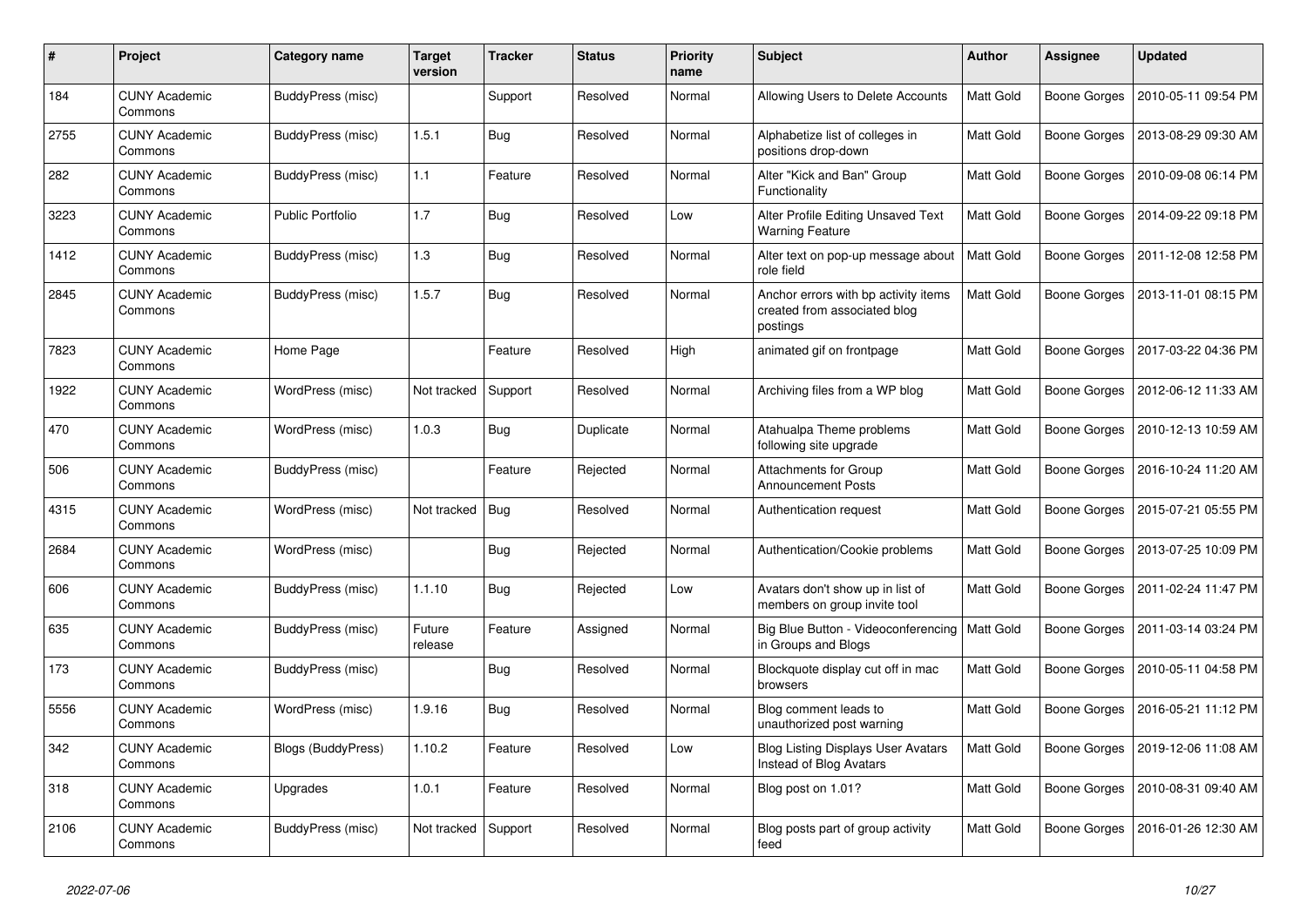| # | Project | Category name | Target version | Tracker | Status | Priority name | Subject | Author | Assignee | Updated |
|---|---|---|---|---|---|---|---|---|---|---|
| 184 | CUNY Academic Commons | BuddyPress (misc) | | Support | Resolved | Normal | Allowing Users to Delete Accounts | Matt Gold | Boone Gorges | 2010-05-11 09:54 PM |
| 2755 | CUNY Academic Commons | BuddyPress (misc) | 1.5.1 | Bug | Resolved | Normal | Alphabetize list of colleges in positions drop-down | Matt Gold | Boone Gorges | 2013-08-29 09:30 AM |
| 282 | CUNY Academic Commons | BuddyPress (misc) | 1.1 | Feature | Resolved | Normal | Alter "Kick and Ban" Group Functionality | Matt Gold | Boone Gorges | 2010-09-08 06:14 PM |
| 3223 | CUNY Academic Commons | Public Portfolio | 1.7 | Bug | Resolved | Low | Alter Profile Editing Unsaved Text Warning Feature | Matt Gold | Boone Gorges | 2014-09-22 09:18 PM |
| 1412 | CUNY Academic Commons | BuddyPress (misc) | 1.3 | Bug | Resolved | Normal | Alter text on pop-up message about role field | Matt Gold | Boone Gorges | 2011-12-08 12:58 PM |
| 2845 | CUNY Academic Commons | BuddyPress (misc) | 1.5.7 | Bug | Resolved | Normal | Anchor errors with bp activity items created from associated blog postings | Matt Gold | Boone Gorges | 2013-11-01 08:15 PM |
| 7823 | CUNY Academic Commons | Home Page | | Feature | Resolved | High | animated gif on frontpage | Matt Gold | Boone Gorges | 2017-03-22 04:36 PM |
| 1922 | CUNY Academic Commons | WordPress (misc) | Not tracked | Support | Resolved | Normal | Archiving files from a WP blog | Matt Gold | Boone Gorges | 2012-06-12 11:33 AM |
| 470 | CUNY Academic Commons | WordPress (misc) | 1.0.3 | Bug | Duplicate | Normal | Atahualpa Theme problems following site upgrade | Matt Gold | Boone Gorges | 2010-12-13 10:59 AM |
| 506 | CUNY Academic Commons | BuddyPress (misc) | | Feature | Rejected | Normal | Attachments for Group Announcement Posts | Matt Gold | Boone Gorges | 2016-10-24 11:20 AM |
| 4315 | CUNY Academic Commons | WordPress (misc) | Not tracked | Bug | Resolved | Normal | Authentication request | Matt Gold | Boone Gorges | 2015-07-21 05:55 PM |
| 2684 | CUNY Academic Commons | WordPress (misc) | | Bug | Rejected | Normal | Authentication/Cookie problems | Matt Gold | Boone Gorges | 2013-07-25 10:09 PM |
| 606 | CUNY Academic Commons | BuddyPress (misc) | 1.1.10 | Bug | Rejected | Low | Avatars don't show up in list of members on group invite tool | Matt Gold | Boone Gorges | 2011-02-24 11:47 PM |
| 635 | CUNY Academic Commons | BuddyPress (misc) | Future release | Feature | Assigned | Normal | Big Blue Button - Videoconferencing in Groups and Blogs | Matt Gold | Boone Gorges | 2011-03-14 03:24 PM |
| 173 | CUNY Academic Commons | BuddyPress (misc) | | Bug | Resolved | Normal | Blockquote display cut off in mac browsers | Matt Gold | Boone Gorges | 2010-05-11 04:58 PM |
| 5556 | CUNY Academic Commons | WordPress (misc) | 1.9.16 | Bug | Resolved | Normal | Blog comment leads to unauthorized post warning | Matt Gold | Boone Gorges | 2016-05-21 11:12 PM |
| 342 | CUNY Academic Commons | Blogs (BuddyPress) | 1.10.2 | Feature | Resolved | Low | Blog Listing Displays User Avatars Instead of Blog Avatars | Matt Gold | Boone Gorges | 2019-12-06 11:08 AM |
| 318 | CUNY Academic Commons | Upgrades | 1.0.1 | Feature | Resolved | Normal | Blog post on 1.01? | Matt Gold | Boone Gorges | 2010-08-31 09:40 AM |
| 2106 | CUNY Academic Commons | BuddyPress (misc) | Not tracked | Support | Resolved | Normal | Blog posts part of group activity feed | Matt Gold | Boone Gorges | 2016-01-26 12:30 AM |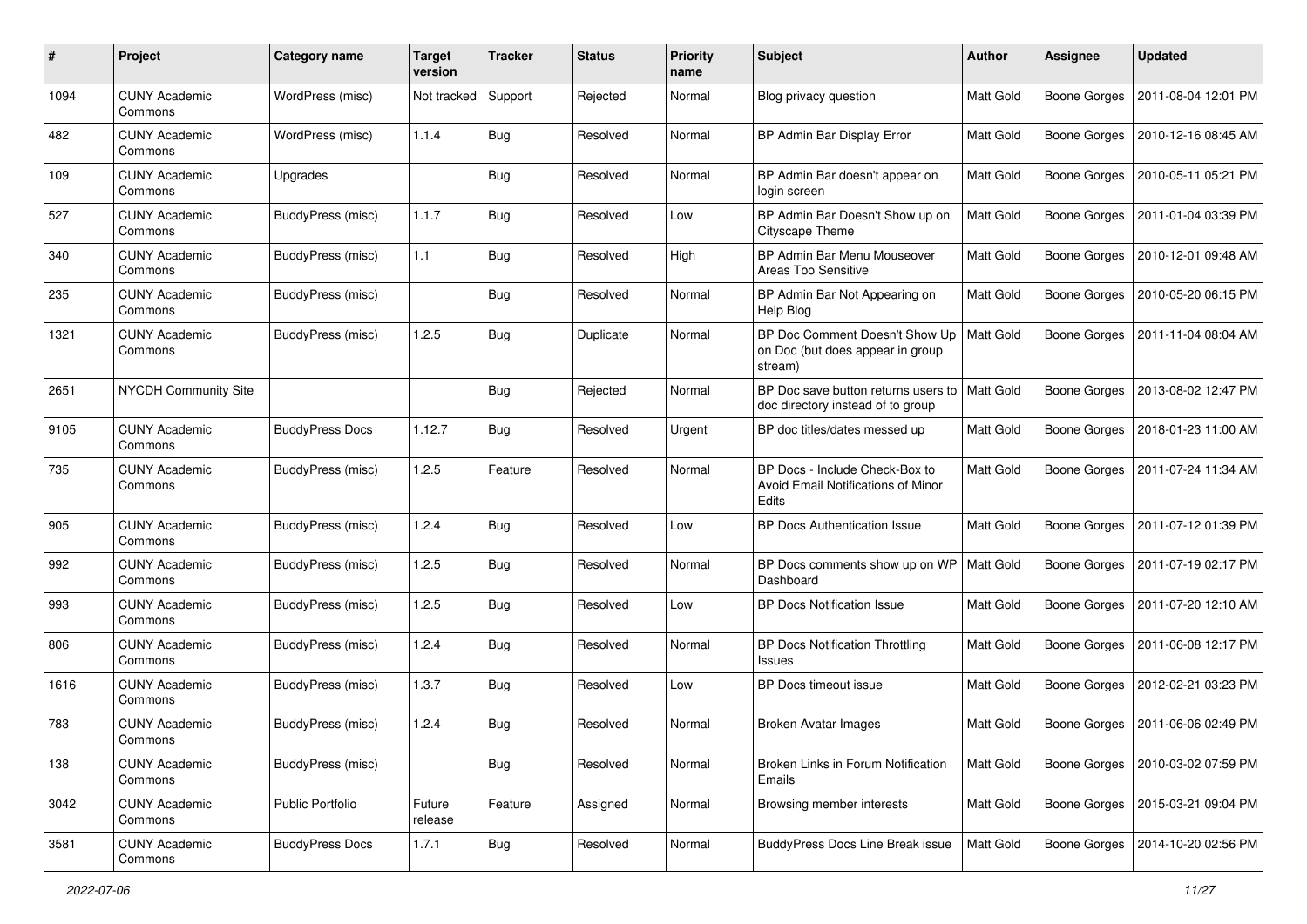| # | Project | Category name | Target version | Tracker | Status | Priority name | Subject | Author | Assignee | Updated |
|---|---|---|---|---|---|---|---|---|---|---|
| 1094 | CUNY Academic Commons | WordPress (misc) | Not tracked | Support | Rejected | Normal | Blog privacy question | Matt Gold | Boone Gorges | 2011-08-04 12:01 PM |
| 482 | CUNY Academic Commons | WordPress (misc) | 1.1.4 | Bug | Resolved | Normal | BP Admin Bar Display Error | Matt Gold | Boone Gorges | 2010-12-16 08:45 AM |
| 109 | CUNY Academic Commons | Upgrades | | Bug | Resolved | Normal | BP Admin Bar doesn't appear on login screen | Matt Gold | Boone Gorges | 2010-05-11 05:21 PM |
| 527 | CUNY Academic Commons | BuddyPress (misc) | 1.1.7 | Bug | Resolved | Low | BP Admin Bar Doesn't Show up on Cityscape Theme | Matt Gold | Boone Gorges | 2011-01-04 03:39 PM |
| 340 | CUNY Academic Commons | BuddyPress (misc) | 1.1 | Bug | Resolved | High | BP Admin Bar Menu Mouseover Areas Too Sensitive | Matt Gold | Boone Gorges | 2010-12-01 09:48 AM |
| 235 | CUNY Academic Commons | BuddyPress (misc) | | Bug | Resolved | Normal | BP Admin Bar Not Appearing on Help Blog | Matt Gold | Boone Gorges | 2010-05-20 06:15 PM |
| 1321 | CUNY Academic Commons | BuddyPress (misc) | 1.2.5 | Bug | Duplicate | Normal | BP Doc Comment Doesn't Show Up on Doc (but does appear in group stream) | Matt Gold | Boone Gorges | 2011-11-04 08:04 AM |
| 2651 | NYCDH Community Site | | | Bug | Rejected | Normal | BP Doc save button returns users to doc directory instead of to group | Matt Gold | Boone Gorges | 2013-08-02 12:47 PM |
| 9105 | CUNY Academic Commons | BuddyPress Docs | 1.12.7 | Bug | Resolved | Urgent | BP doc titles/dates messed up | Matt Gold | Boone Gorges | 2018-01-23 11:00 AM |
| 735 | CUNY Academic Commons | BuddyPress (misc) | 1.2.5 | Feature | Resolved | Normal | BP Docs - Include Check-Box to Avoid Email Notifications of Minor Edits | Matt Gold | Boone Gorges | 2011-07-24 11:34 AM |
| 905 | CUNY Academic Commons | BuddyPress (misc) | 1.2.4 | Bug | Resolved | Low | BP Docs Authentication Issue | Matt Gold | Boone Gorges | 2011-07-12 01:39 PM |
| 992 | CUNY Academic Commons | BuddyPress (misc) | 1.2.5 | Bug | Resolved | Normal | BP Docs comments show up on WP Dashboard | Matt Gold | Boone Gorges | 2011-07-19 02:17 PM |
| 993 | CUNY Academic Commons | BuddyPress (misc) | 1.2.5 | Bug | Resolved | Low | BP Docs Notification Issue | Matt Gold | Boone Gorges | 2011-07-20 12:10 AM |
| 806 | CUNY Academic Commons | BuddyPress (misc) | 1.2.4 | Bug | Resolved | Normal | BP Docs Notification Throttling Issues | Matt Gold | Boone Gorges | 2011-06-08 12:17 PM |
| 1616 | CUNY Academic Commons | BuddyPress (misc) | 1.3.7 | Bug | Resolved | Low | BP Docs timeout issue | Matt Gold | Boone Gorges | 2012-02-21 03:23 PM |
| 783 | CUNY Academic Commons | BuddyPress (misc) | 1.2.4 | Bug | Resolved | Normal | Broken Avatar Images | Matt Gold | Boone Gorges | 2011-06-06 02:49 PM |
| 138 | CUNY Academic Commons | BuddyPress (misc) | | Bug | Resolved | Normal | Broken Links in Forum Notification Emails | Matt Gold | Boone Gorges | 2010-03-02 07:59 PM |
| 3042 | CUNY Academic Commons | Public Portfolio | Future release | Feature | Assigned | Normal | Browsing member interests | Matt Gold | Boone Gorges | 2015-03-21 09:04 PM |
| 3581 | CUNY Academic Commons | BuddyPress Docs | 1.7.1 | Bug | Resolved | Normal | BuddyPress Docs Line Break issue | Matt Gold | Boone Gorges | 2014-10-20 02:56 PM |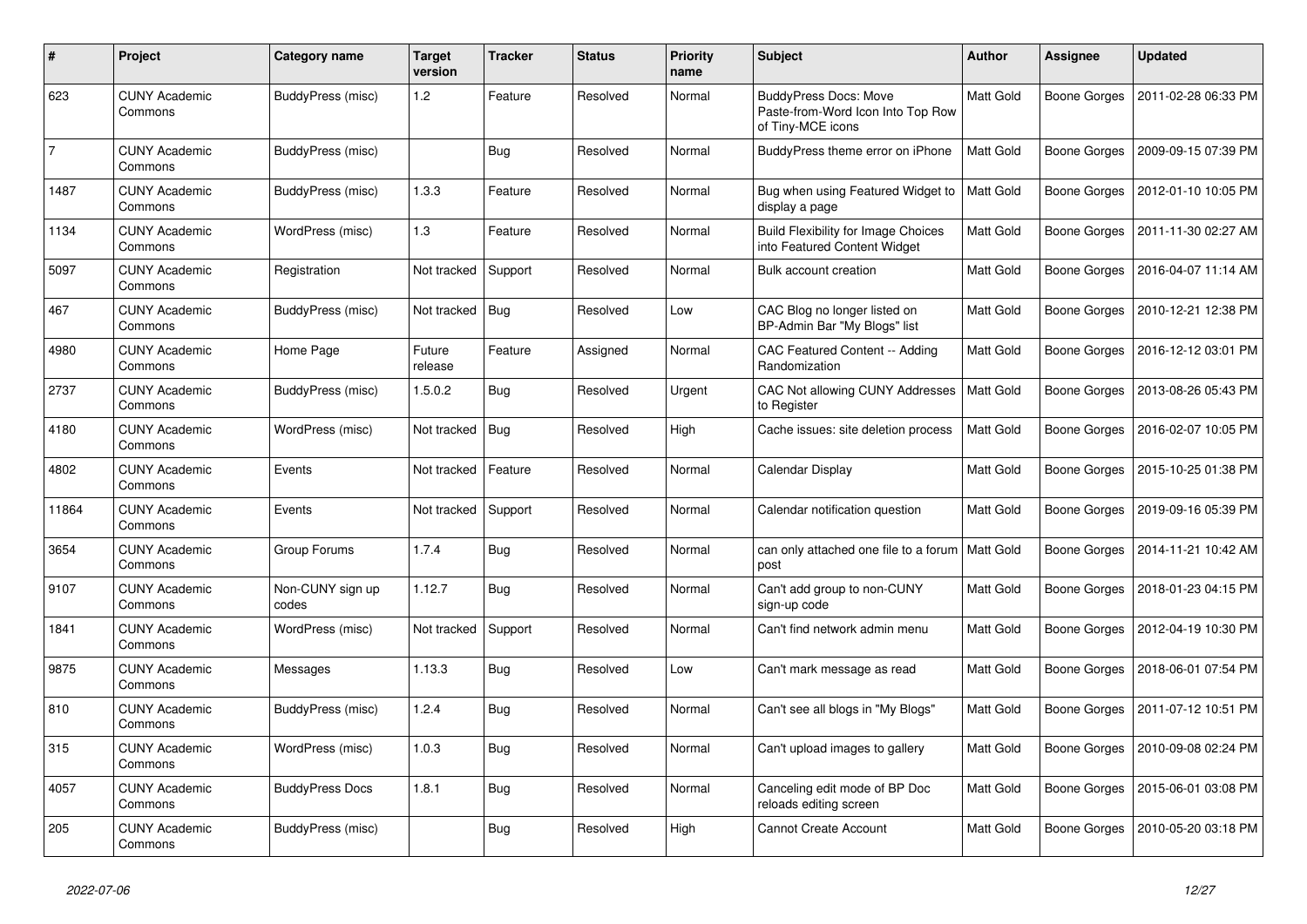| # | Project | Category name | Target version | Tracker | Status | Priority name | Subject | Author | Assignee | Updated |
|---|---|---|---|---|---|---|---|---|---|---|
| 623 | CUNY Academic Commons | BuddyPress (misc) | 1.2 | Feature | Resolved | Normal | BuddyPress Docs: Move Paste-from-Word Icon Into Top Row of Tiny-MCE icons | Matt Gold | Boone Gorges | 2011-02-28 06:33 PM |
| 7 | CUNY Academic Commons | BuddyPress (misc) | | Bug | Resolved | Normal | BuddyPress theme error on iPhone | Matt Gold | Boone Gorges | 2009-09-15 07:39 PM |
| 1487 | CUNY Academic Commons | BuddyPress (misc) | 1.3.3 | Feature | Resolved | Normal | Bug when using Featured Widget to display a page | Matt Gold | Boone Gorges | 2012-01-10 10:05 PM |
| 1134 | CUNY Academic Commons | WordPress (misc) | 1.3 | Feature | Resolved | Normal | Build Flexibility for Image Choices into Featured Content Widget | Matt Gold | Boone Gorges | 2011-11-30 02:27 AM |
| 5097 | CUNY Academic Commons | Registration | Not tracked | Support | Resolved | Normal | Bulk account creation | Matt Gold | Boone Gorges | 2016-04-07 11:14 AM |
| 467 | CUNY Academic Commons | BuddyPress (misc) | Not tracked | Bug | Resolved | Low | CAC Blog no longer listed on BP-Admin Bar "My Blogs" list | Matt Gold | Boone Gorges | 2010-12-21 12:38 PM |
| 4980 | CUNY Academic Commons | Home Page | Future release | Feature | Assigned | Normal | CAC Featured Content -- Adding Randomization | Matt Gold | Boone Gorges | 2016-12-12 03:01 PM |
| 2737 | CUNY Academic Commons | BuddyPress (misc) | 1.5.0.2 | Bug | Resolved | Urgent | CAC Not allowing CUNY Addresses to Register | Matt Gold | Boone Gorges | 2013-08-26 05:43 PM |
| 4180 | CUNY Academic Commons | WordPress (misc) | Not tracked | Bug | Resolved | High | Cache issues: site deletion process | Matt Gold | Boone Gorges | 2016-02-07 10:05 PM |
| 4802 | CUNY Academic Commons | Events | Not tracked | Feature | Resolved | Normal | Calendar Display | Matt Gold | Boone Gorges | 2015-10-25 01:38 PM |
| 11864 | CUNY Academic Commons | Events | Not tracked | Support | Resolved | Normal | Calendar notification question | Matt Gold | Boone Gorges | 2019-09-16 05:39 PM |
| 3654 | CUNY Academic Commons | Group Forums | 1.7.4 | Bug | Resolved | Normal | can only attached one file to a forum post | Matt Gold | Boone Gorges | 2014-11-21 10:42 AM |
| 9107 | CUNY Academic Commons | Non-CUNY sign up codes | 1.12.7 | Bug | Resolved | Normal | Can't add group to non-CUNY sign-up code | Matt Gold | Boone Gorges | 2018-01-23 04:15 PM |
| 1841 | CUNY Academic Commons | WordPress (misc) | Not tracked | Support | Resolved | Normal | Can't find network admin menu | Matt Gold | Boone Gorges | 2012-04-19 10:30 PM |
| 9875 | CUNY Academic Commons | Messages | 1.13.3 | Bug | Resolved | Low | Can't mark message as read | Matt Gold | Boone Gorges | 2018-06-01 07:54 PM |
| 810 | CUNY Academic Commons | BuddyPress (misc) | 1.2.4 | Bug | Resolved | Normal | Can't see all blogs in "My Blogs" | Matt Gold | Boone Gorges | 2011-07-12 10:51 PM |
| 315 | CUNY Academic Commons | WordPress (misc) | 1.0.3 | Bug | Resolved | Normal | Can't upload images to gallery | Matt Gold | Boone Gorges | 2010-09-08 02:24 PM |
| 4057 | CUNY Academic Commons | BuddyPress Docs | 1.8.1 | Bug | Resolved | Normal | Canceling edit mode of BP Doc reloads editing screen | Matt Gold | Boone Gorges | 2015-06-01 03:08 PM |
| 205 | CUNY Academic Commons | BuddyPress (misc) | | Bug | Resolved | High | Cannot Create Account | Matt Gold | Boone Gorges | 2010-05-20 03:18 PM |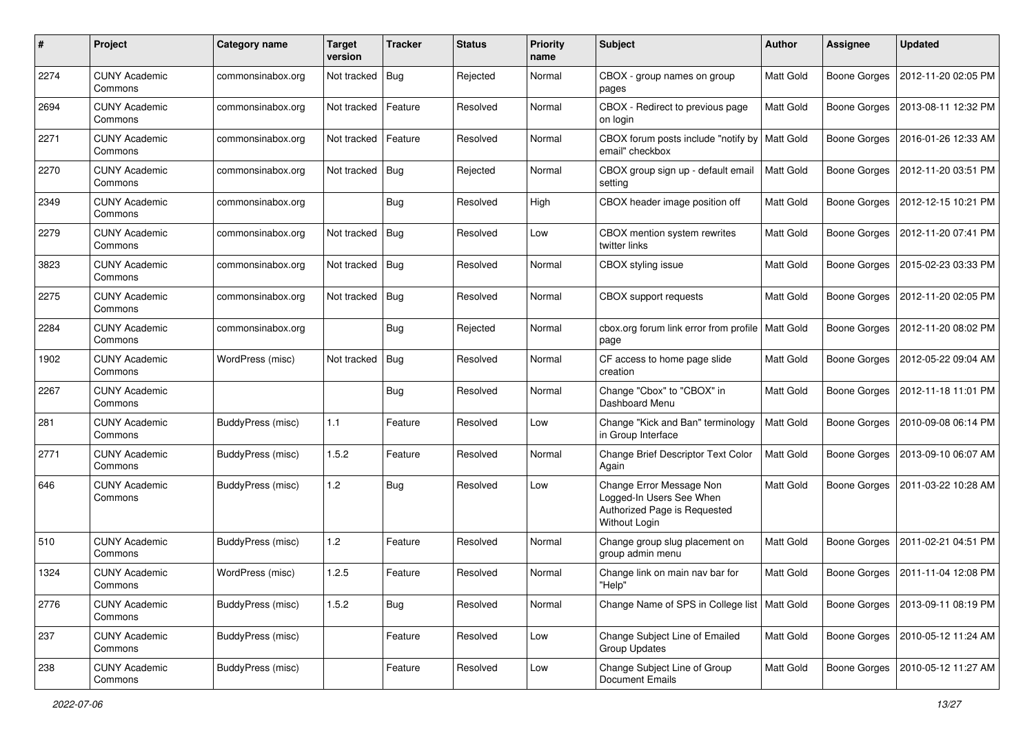| # | Project | Category name | Target version | Tracker | Status | Priority name | Subject | Author | Assignee | Updated |
|---|---|---|---|---|---|---|---|---|---|---|
| 2274 | CUNY Academic Commons | commonsinabox.org | Not tracked | Bug | Rejected | Normal | CBOX - group names on group pages | Matt Gold | Boone Gorges | 2012-11-20 02:05 PM |
| 2694 | CUNY Academic Commons | commonsinabox.org | Not tracked | Feature | Resolved | Normal | CBOX - Redirect to previous page on login | Matt Gold | Boone Gorges | 2013-08-11 12:32 PM |
| 2271 | CUNY Academic Commons | commonsinabox.org | Not tracked | Feature | Resolved | Normal | CBOX forum posts include "notify by email" checkbox | Matt Gold | Boone Gorges | 2016-01-26 12:33 AM |
| 2270 | CUNY Academic Commons | commonsinabox.org | Not tracked | Bug | Rejected | Normal | CBOX group sign up - default email setting | Matt Gold | Boone Gorges | 2012-11-20 03:51 PM |
| 2349 | CUNY Academic Commons | commonsinabox.org | | Bug | Resolved | High | CBOX header image position off | Matt Gold | Boone Gorges | 2012-12-15 10:21 PM |
| 2279 | CUNY Academic Commons | commonsinabox.org | Not tracked | Bug | Resolved | Low | CBOX mention system rewrites twitter links | Matt Gold | Boone Gorges | 2012-11-20 07:41 PM |
| 3823 | CUNY Academic Commons | commonsinabox.org | Not tracked | Bug | Resolved | Normal | CBOX styling issue | Matt Gold | Boone Gorges | 2015-02-23 03:33 PM |
| 2275 | CUNY Academic Commons | commonsinabox.org | Not tracked | Bug | Resolved | Normal | CBOX support requests | Matt Gold | Boone Gorges | 2012-11-20 02:05 PM |
| 2284 | CUNY Academic Commons | commonsinabox.org | | Bug | Rejected | Normal | cbox.org forum link error from profile page | Matt Gold | Boone Gorges | 2012-11-20 08:02 PM |
| 1902 | CUNY Academic Commons | WordPress (misc) | Not tracked | Bug | Resolved | Normal | CF access to home page slide creation | Matt Gold | Boone Gorges | 2012-05-22 09:04 AM |
| 2267 | CUNY Academic Commons | | | Bug | Resolved | Normal | Change "Cbox" to "CBOX" in Dashboard Menu | Matt Gold | Boone Gorges | 2012-11-18 11:01 PM |
| 281 | CUNY Academic Commons | BuddyPress (misc) | 1.1 | Feature | Resolved | Low | Change "Kick and Ban" terminology in Group Interface | Matt Gold | Boone Gorges | 2010-09-08 06:14 PM |
| 2771 | CUNY Academic Commons | BuddyPress (misc) | 1.5.2 | Feature | Resolved | Normal | Change Brief Descriptor Text Color Again | Matt Gold | Boone Gorges | 2013-09-10 06:07 AM |
| 646 | CUNY Academic Commons | BuddyPress (misc) | 1.2 | Bug | Resolved | Low | Change Error Message Non Logged-In Users See When Authorized Page is Requested Without Login | Matt Gold | Boone Gorges | 2011-03-22 10:28 AM |
| 510 | CUNY Academic Commons | BuddyPress (misc) | 1.2 | Feature | Resolved | Normal | Change group slug placement on group admin menu | Matt Gold | Boone Gorges | 2011-02-21 04:51 PM |
| 1324 | CUNY Academic Commons | WordPress (misc) | 1.2.5 | Feature | Resolved | Normal | Change link on main nav bar for "Help" | Matt Gold | Boone Gorges | 2011-11-04 12:08 PM |
| 2776 | CUNY Academic Commons | BuddyPress (misc) | 1.5.2 | Bug | Resolved | Normal | Change Name of SPS in College list | Matt Gold | Boone Gorges | 2013-09-11 08:19 PM |
| 237 | CUNY Academic Commons | BuddyPress (misc) | | Feature | Resolved | Low | Change Subject Line of Emailed Group Updates | Matt Gold | Boone Gorges | 2010-05-12 11:24 AM |
| 238 | CUNY Academic Commons | BuddyPress (misc) | | Feature | Resolved | Low | Change Subject Line of Group Document Emails | Matt Gold | Boone Gorges | 2010-05-12 11:27 AM |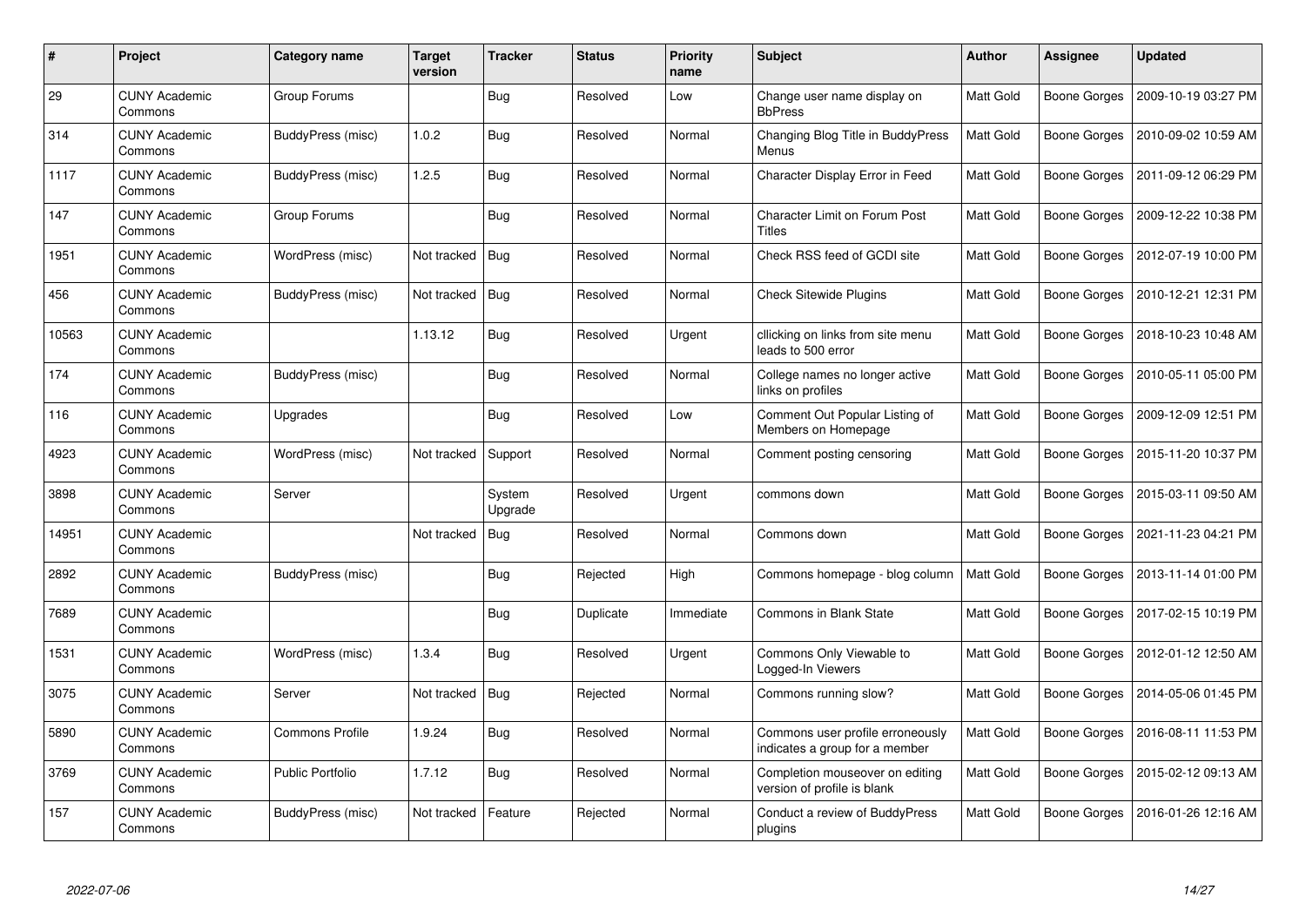| # | Project | Category name | Target version | Tracker | Status | Priority name | Subject | Author | Assignee | Updated |
|---|---|---|---|---|---|---|---|---|---|---|
| 29 | CUNY Academic Commons | Group Forums | | Bug | Resolved | Low | Change user name display on BbPress | Matt Gold | Boone Gorges | 2009-10-19 03:27 PM |
| 314 | CUNY Academic Commons | BuddyPress (misc) | 1.0.2 | Bug | Resolved | Normal | Changing Blog Title in BuddyPress Menus | Matt Gold | Boone Gorges | 2010-09-02 10:59 AM |
| 1117 | CUNY Academic Commons | BuddyPress (misc) | 1.2.5 | Bug | Resolved | Normal | Character Display Error in Feed | Matt Gold | Boone Gorges | 2011-09-12 06:29 PM |
| 147 | CUNY Academic Commons | Group Forums | | Bug | Resolved | Normal | Character Limit on Forum Post Titles | Matt Gold | Boone Gorges | 2009-12-22 10:38 PM |
| 1951 | CUNY Academic Commons | WordPress (misc) | Not tracked | Bug | Resolved | Normal | Check RSS feed of GCDI site | Matt Gold | Boone Gorges | 2012-07-19 10:00 PM |
| 456 | CUNY Academic Commons | BuddyPress (misc) | Not tracked | Bug | Resolved | Normal | Check Sitewide Plugins | Matt Gold | Boone Gorges | 2010-12-21 12:31 PM |
| 10563 | CUNY Academic Commons | | 1.13.12 | Bug | Resolved | Urgent | cllicking on links from site menu leads to 500 error | Matt Gold | Boone Gorges | 2018-10-23 10:48 AM |
| 174 | CUNY Academic Commons | BuddyPress (misc) | | Bug | Resolved | Normal | College names no longer active links on profiles | Matt Gold | Boone Gorges | 2010-05-11 05:00 PM |
| 116 | CUNY Academic Commons | Upgrades | | Bug | Resolved | Low | Comment Out Popular Listing of Members on Homepage | Matt Gold | Boone Gorges | 2009-12-09 12:51 PM |
| 4923 | CUNY Academic Commons | WordPress (misc) | Not tracked | Support | Resolved | Normal | Comment posting censoring | Matt Gold | Boone Gorges | 2015-11-20 10:37 PM |
| 3898 | CUNY Academic Commons | Server | | System Upgrade | Resolved | Urgent | commons down | Matt Gold | Boone Gorges | 2015-03-11 09:50 AM |
| 14951 | CUNY Academic Commons | | Not tracked | Bug | Resolved | Normal | Commons down | Matt Gold | Boone Gorges | 2021-11-23 04:21 PM |
| 2892 | CUNY Academic Commons | BuddyPress (misc) | | Bug | Rejected | High | Commons homepage - blog column | Matt Gold | Boone Gorges | 2013-11-14 01:00 PM |
| 7689 | CUNY Academic Commons | | | Bug | Duplicate | Immediate | Commons in Blank State | Matt Gold | Boone Gorges | 2017-02-15 10:19 PM |
| 1531 | CUNY Academic Commons | WordPress (misc) | 1.3.4 | Bug | Resolved | Urgent | Commons Only Viewable to Logged-In Viewers | Matt Gold | Boone Gorges | 2012-01-12 12:50 AM |
| 3075 | CUNY Academic Commons | Server | Not tracked | Bug | Rejected | Normal | Commons running slow? | Matt Gold | Boone Gorges | 2014-05-06 01:45 PM |
| 5890 | CUNY Academic Commons | Commons Profile | 1.9.24 | Bug | Resolved | Normal | Commons user profile erroneously indicates a group for a member | Matt Gold | Boone Gorges | 2016-08-11 11:53 PM |
| 3769 | CUNY Academic Commons | Public Portfolio | 1.7.12 | Bug | Resolved | Normal | Completion mouseover on editing version of profile is blank | Matt Gold | Boone Gorges | 2015-02-12 09:13 AM |
| 157 | CUNY Academic Commons | BuddyPress (misc) | Not tracked | Feature | Rejected | Normal | Conduct a review of BuddyPress plugins | Matt Gold | Boone Gorges | 2016-01-26 12:16 AM |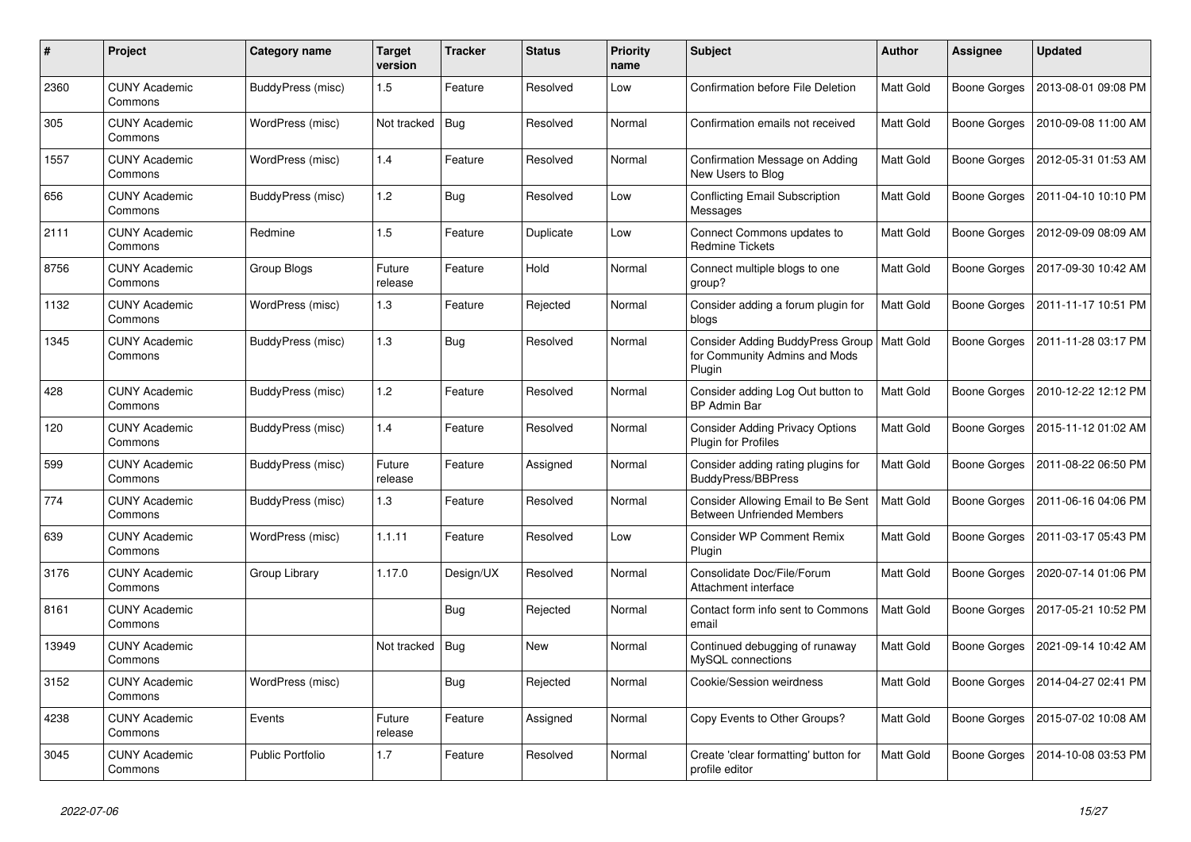| # | Project | Category name | Target version | Tracker | Status | Priority name | Subject | Author | Assignee | Updated |
|---|---|---|---|---|---|---|---|---|---|---|
| 2360 | CUNY Academic Commons | BuddyPress (misc) | 1.5 | Feature | Resolved | Low | Confirmation before File Deletion | Matt Gold | Boone Gorges | 2013-08-01 09:08 PM |
| 305 | CUNY Academic Commons | WordPress (misc) | Not tracked | Bug | Resolved | Normal | Confirmation emails not received | Matt Gold | Boone Gorges | 2010-09-08 11:00 AM |
| 1557 | CUNY Academic Commons | WordPress (misc) | 1.4 | Feature | Resolved | Normal | Confirmation Message on Adding New Users to Blog | Matt Gold | Boone Gorges | 2012-05-31 01:53 AM |
| 656 | CUNY Academic Commons | BuddyPress (misc) | 1.2 | Bug | Resolved | Low | Conflicting Email Subscription Messages | Matt Gold | Boone Gorges | 2011-04-10 10:10 PM |
| 2111 | CUNY Academic Commons | Redmine | 1.5 | Feature | Duplicate | Low | Connect Commons updates to Redmine Tickets | Matt Gold | Boone Gorges | 2012-09-09 08:09 AM |
| 8756 | CUNY Academic Commons | Group Blogs | Future release | Feature | Hold | Normal | Connect multiple blogs to one group? | Matt Gold | Boone Gorges | 2017-09-30 10:42 AM |
| 1132 | CUNY Academic Commons | WordPress (misc) | 1.3 | Feature | Rejected | Normal | Consider adding a forum plugin for blogs | Matt Gold | Boone Gorges | 2011-11-17 10:51 PM |
| 1345 | CUNY Academic Commons | BuddyPress (misc) | 1.3 | Bug | Resolved | Normal | Consider Adding BuddyPress Group for Community Admins and Mods Plugin | Matt Gold | Boone Gorges | 2011-11-28 03:17 PM |
| 428 | CUNY Academic Commons | BuddyPress (misc) | 1.2 | Feature | Resolved | Normal | Consider adding Log Out button to BP Admin Bar | Matt Gold | Boone Gorges | 2010-12-22 12:12 PM |
| 120 | CUNY Academic Commons | BuddyPress (misc) | 1.4 | Feature | Resolved | Normal | Consider Adding Privacy Options Plugin for Profiles | Matt Gold | Boone Gorges | 2015-11-12 01:02 AM |
| 599 | CUNY Academic Commons | BuddyPress (misc) | Future release | Feature | Assigned | Normal | Consider adding rating plugins for BuddyPress/BBPress | Matt Gold | Boone Gorges | 2011-08-22 06:50 PM |
| 774 | CUNY Academic Commons | BuddyPress (misc) | 1.3 | Feature | Resolved | Normal | Consider Allowing Email to Be Sent Between Unfriended Members | Matt Gold | Boone Gorges | 2011-06-16 04:06 PM |
| 639 | CUNY Academic Commons | WordPress (misc) | 1.1.11 | Feature | Resolved | Low | Consider WP Comment Remix Plugin | Matt Gold | Boone Gorges | 2011-03-17 05:43 PM |
| 3176 | CUNY Academic Commons | Group Library | 1.17.0 | Design/UX | Resolved | Normal | Consolidate Doc/File/Forum Attachment interface | Matt Gold | Boone Gorges | 2020-07-14 01:06 PM |
| 8161 | CUNY Academic Commons | | | Bug | Rejected | Normal | Contact form info sent to Commons email | Matt Gold | Boone Gorges | 2017-05-21 10:52 PM |
| 13949 | CUNY Academic Commons | | Not tracked | Bug | New | Normal | Continued debugging of runaway MySQL connections | Matt Gold | Boone Gorges | 2021-09-14 10:42 AM |
| 3152 | CUNY Academic Commons | WordPress (misc) | | Bug | Rejected | Normal | Cookie/Session weirdness | Matt Gold | Boone Gorges | 2014-04-27 02:41 PM |
| 4238 | CUNY Academic Commons | Events | Future release | Feature | Assigned | Normal | Copy Events to Other Groups? | Matt Gold | Boone Gorges | 2015-07-02 10:08 AM |
| 3045 | CUNY Academic Commons | Public Portfolio | 1.7 | Feature | Resolved | Normal | Create 'clear formatting' button for profile editor | Matt Gold | Boone Gorges | 2014-10-08 03:53 PM |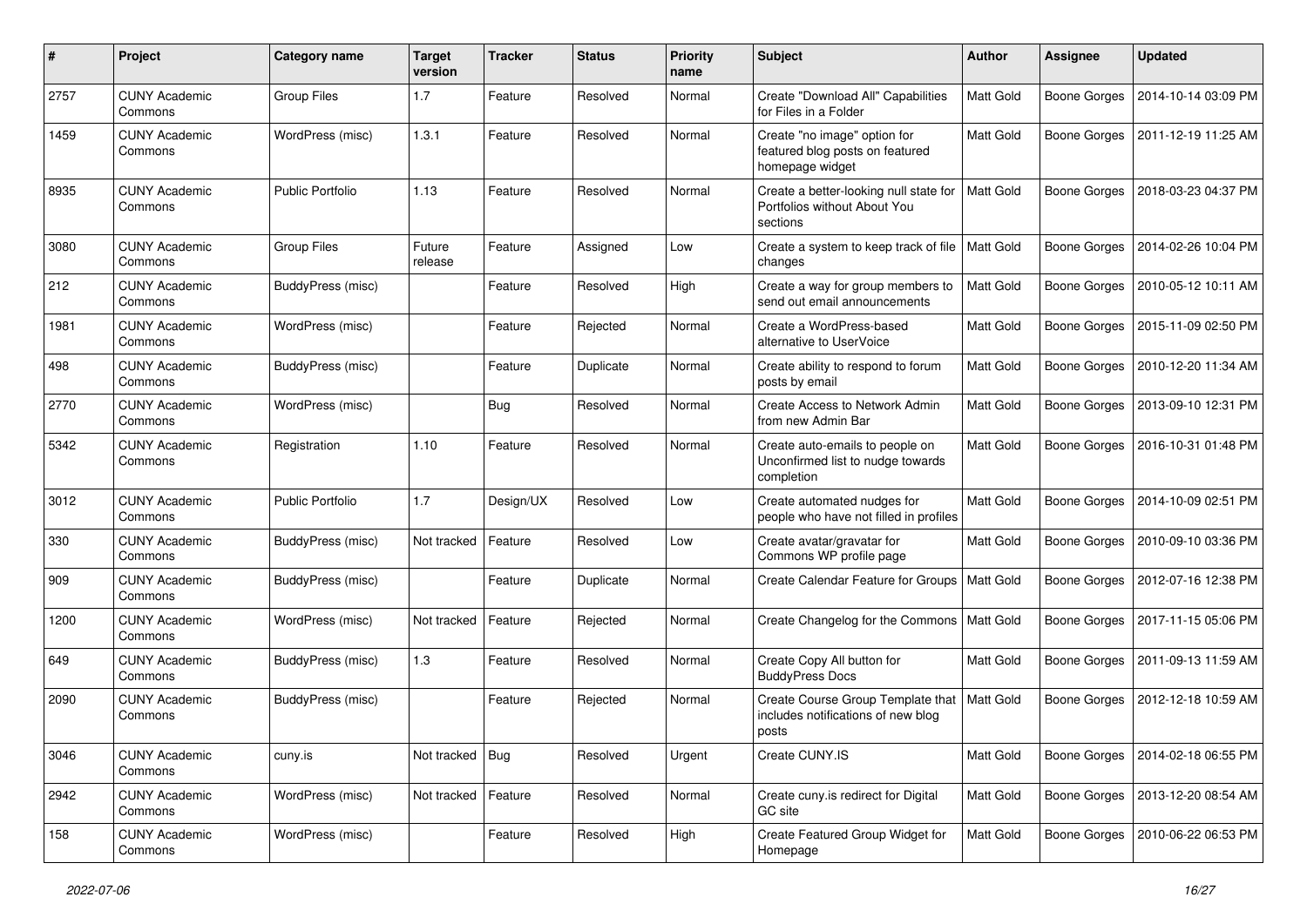| # | Project | Category name | Target version | Tracker | Status | Priority name | Subject | Author | Assignee | Updated |
|---|---|---|---|---|---|---|---|---|---|---|
| 2757 | CUNY Academic Commons | Group Files | 1.7 | Feature | Resolved | Normal | Create "Download All" Capabilities for Files in a Folder | Matt Gold | Boone Gorges | 2014-10-14 03:09 PM |
| 1459 | CUNY Academic Commons | WordPress (misc) | 1.3.1 | Feature | Resolved | Normal | Create "no image" option for featured blog posts on featured homepage widget | Matt Gold | Boone Gorges | 2011-12-19 11:25 AM |
| 8935 | CUNY Academic Commons | Public Portfolio | 1.13 | Feature | Resolved | Normal | Create a better-looking null state for Portfolios without About You sections | Matt Gold | Boone Gorges | 2018-03-23 04:37 PM |
| 3080 | CUNY Academic Commons | Group Files | Future release | Feature | Assigned | Low | Create a system to keep track of file changes | Matt Gold | Boone Gorges | 2014-02-26 10:04 PM |
| 212 | CUNY Academic Commons | BuddyPress (misc) | | Feature | Resolved | High | Create a way for group members to send out email announcements | Matt Gold | Boone Gorges | 2010-05-12 10:11 AM |
| 1981 | CUNY Academic Commons | WordPress (misc) | | Feature | Rejected | Normal | Create a WordPress-based alternative to UserVoice | Matt Gold | Boone Gorges | 2015-11-09 02:50 PM |
| 498 | CUNY Academic Commons | BuddyPress (misc) | | Feature | Duplicate | Normal | Create ability to respond to forum posts by email | Matt Gold | Boone Gorges | 2010-12-20 11:34 AM |
| 2770 | CUNY Academic Commons | WordPress (misc) | | Bug | Resolved | Normal | Create Access to Network Admin from new Admin Bar | Matt Gold | Boone Gorges | 2013-09-10 12:31 PM |
| 5342 | CUNY Academic Commons | Registration | 1.10 | Feature | Resolved | Normal | Create auto-emails to people on Unconfirmed list to nudge towards completion | Matt Gold | Boone Gorges | 2016-10-31 01:48 PM |
| 3012 | CUNY Academic Commons | Public Portfolio | 1.7 | Design/UX | Resolved | Low | Create automated nudges for people who have not filled in profiles | Matt Gold | Boone Gorges | 2014-10-09 02:51 PM |
| 330 | CUNY Academic Commons | BuddyPress (misc) | Not tracked | Feature | Resolved | Low | Create avatar/gravatar for Commons WP profile page | Matt Gold | Boone Gorges | 2010-09-10 03:36 PM |
| 909 | CUNY Academic Commons | BuddyPress (misc) | | Feature | Duplicate | Normal | Create Calendar Feature for Groups | Matt Gold | Boone Gorges | 2012-07-16 12:38 PM |
| 1200 | CUNY Academic Commons | WordPress (misc) | Not tracked | Feature | Rejected | Normal | Create Changelog for the Commons | Matt Gold | Boone Gorges | 2017-11-15 05:06 PM |
| 649 | CUNY Academic Commons | BuddyPress (misc) | 1.3 | Feature | Resolved | Normal | Create Copy All button for BuddyPress Docs | Matt Gold | Boone Gorges | 2011-09-13 11:59 AM |
| 2090 | CUNY Academic Commons | BuddyPress (misc) | | Feature | Rejected | Normal | Create Course Group Template that includes notifications of new blog posts | Matt Gold | Boone Gorges | 2012-12-18 10:59 AM |
| 3046 | CUNY Academic Commons | cuny.is | Not tracked | Bug | Resolved | Urgent | Create CUNY.IS | Matt Gold | Boone Gorges | 2014-02-18 06:55 PM |
| 2942 | CUNY Academic Commons | WordPress (misc) | Not tracked | Feature | Resolved | Normal | Create cuny.is redirect for Digital GC site | Matt Gold | Boone Gorges | 2013-12-20 08:54 AM |
| 158 | CUNY Academic Commons | WordPress (misc) | | Feature | Resolved | High | Create Featured Group Widget for Homepage | Matt Gold | Boone Gorges | 2010-06-22 06:53 PM |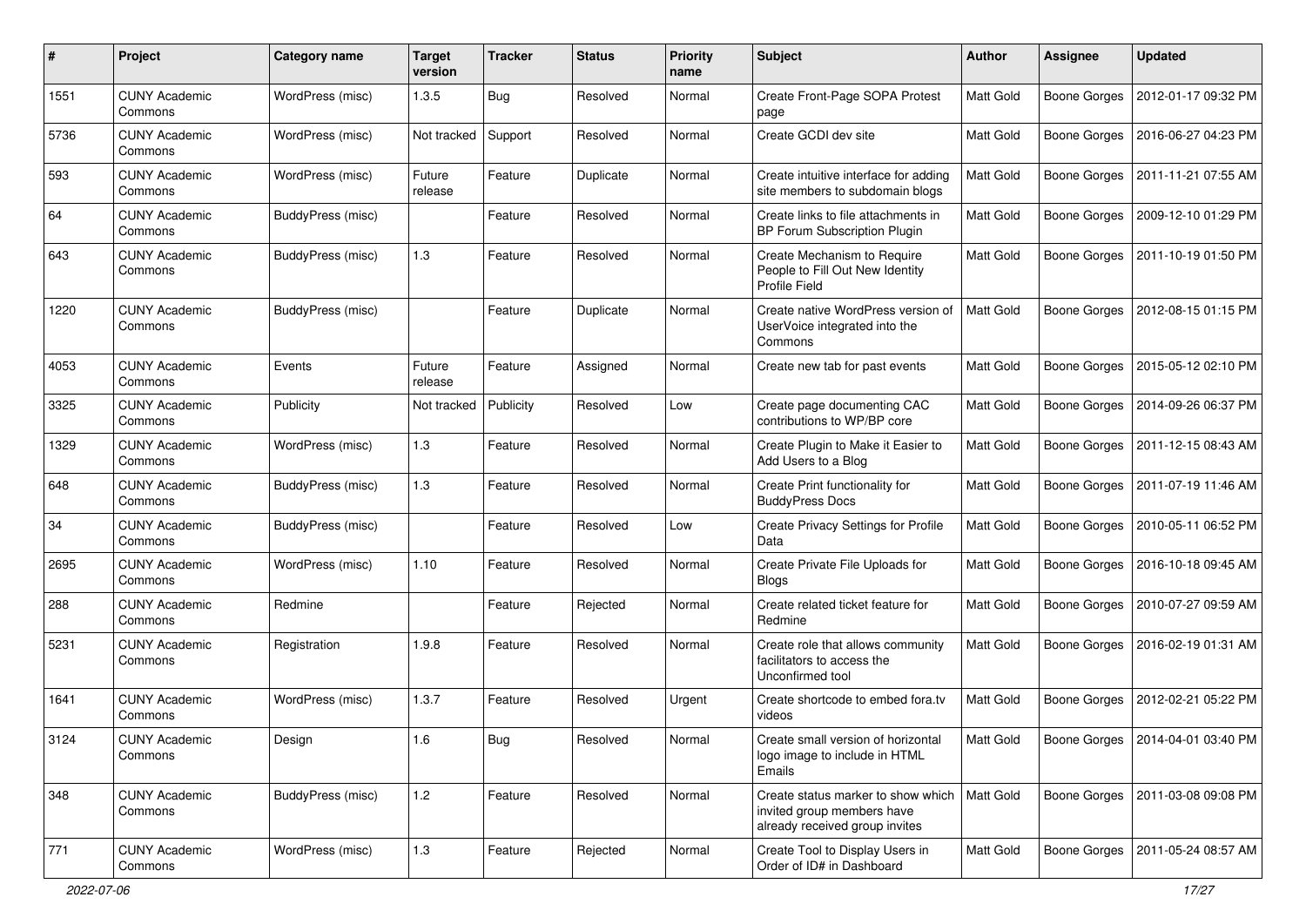| # | Project | Category name | Target version | Tracker | Status | Priority name | Subject | Author | Assignee | Updated |
|---|---|---|---|---|---|---|---|---|---|---|
| 1551 | CUNY Academic Commons | WordPress (misc) | 1.3.5 | Bug | Resolved | Normal | Create Front-Page SOPA Protest page | Matt Gold | Boone Gorges | 2012-01-17 09:32 PM |
| 5736 | CUNY Academic Commons | WordPress (misc) | Not tracked | Support | Resolved | Normal | Create GCDI dev site | Matt Gold | Boone Gorges | 2016-06-27 04:23 PM |
| 593 | CUNY Academic Commons | WordPress (misc) | Future release | Feature | Duplicate | Normal | Create intuitive interface for adding site members to subdomain blogs | Matt Gold | Boone Gorges | 2011-11-21 07:55 AM |
| 64 | CUNY Academic Commons | BuddyPress (misc) | | Feature | Resolved | Normal | Create links to file attachments in BP Forum Subscription Plugin | Matt Gold | Boone Gorges | 2009-12-10 01:29 PM |
| 643 | CUNY Academic Commons | BuddyPress (misc) | 1.3 | Feature | Resolved | Normal | Create Mechanism to Require People to Fill Out New Identity Profile Field | Matt Gold | Boone Gorges | 2011-10-19 01:50 PM |
| 1220 | CUNY Academic Commons | BuddyPress (misc) | | Feature | Duplicate | Normal | Create native WordPress version of UserVoice integrated into the Commons | Matt Gold | Boone Gorges | 2012-08-15 01:15 PM |
| 4053 | CUNY Academic Commons | Events | Future release | Feature | Assigned | Normal | Create new tab for past events | Matt Gold | Boone Gorges | 2015-05-12 02:10 PM |
| 3325 | CUNY Academic Commons | Publicity | Not tracked | Publicity | Resolved | Low | Create page documenting CAC contributions to WP/BP core | Matt Gold | Boone Gorges | 2014-09-26 06:37 PM |
| 1329 | CUNY Academic Commons | WordPress (misc) | 1.3 | Feature | Resolved | Normal | Create Plugin to Make it Easier to Add Users to a Blog | Matt Gold | Boone Gorges | 2011-12-15 08:43 AM |
| 648 | CUNY Academic Commons | BuddyPress (misc) | 1.3 | Feature | Resolved | Normal | Create Print functionality for BuddyPress Docs | Matt Gold | Boone Gorges | 2011-07-19 11:46 AM |
| 34 | CUNY Academic Commons | BuddyPress (misc) | | Feature | Resolved | Low | Create Privacy Settings for Profile Data | Matt Gold | Boone Gorges | 2010-05-11 06:52 PM |
| 2695 | CUNY Academic Commons | WordPress (misc) | 1.10 | Feature | Resolved | Normal | Create Private File Uploads for Blogs | Matt Gold | Boone Gorges | 2016-10-18 09:45 AM |
| 288 | CUNY Academic Commons | Redmine | | Feature | Rejected | Normal | Create related ticket feature for Redmine | Matt Gold | Boone Gorges | 2010-07-27 09:59 AM |
| 5231 | CUNY Academic Commons | Registration | 1.9.8 | Feature | Resolved | Normal | Create role that allows community facilitators to access the Unconfirmed tool | Matt Gold | Boone Gorges | 2016-02-19 01:31 AM |
| 1641 | CUNY Academic Commons | WordPress (misc) | 1.3.7 | Feature | Resolved | Urgent | Create shortcode to embed fora.tv videos | Matt Gold | Boone Gorges | 2012-02-21 05:22 PM |
| 3124 | CUNY Academic Commons | Design | 1.6 | Bug | Resolved | Normal | Create small version of horizontal logo image to include in HTML Emails | Matt Gold | Boone Gorges | 2014-04-01 03:40 PM |
| 348 | CUNY Academic Commons | BuddyPress (misc) | 1.2 | Feature | Resolved | Normal | Create status marker to show which invited group members have already received group invites | Matt Gold | Boone Gorges | 2011-03-08 09:08 PM |
| 771 | CUNY Academic Commons | WordPress (misc) | 1.3 | Feature | Rejected | Normal | Create Tool to Display Users in Order of ID# in Dashboard | Matt Gold | Boone Gorges | 2011-05-24 08:57 AM |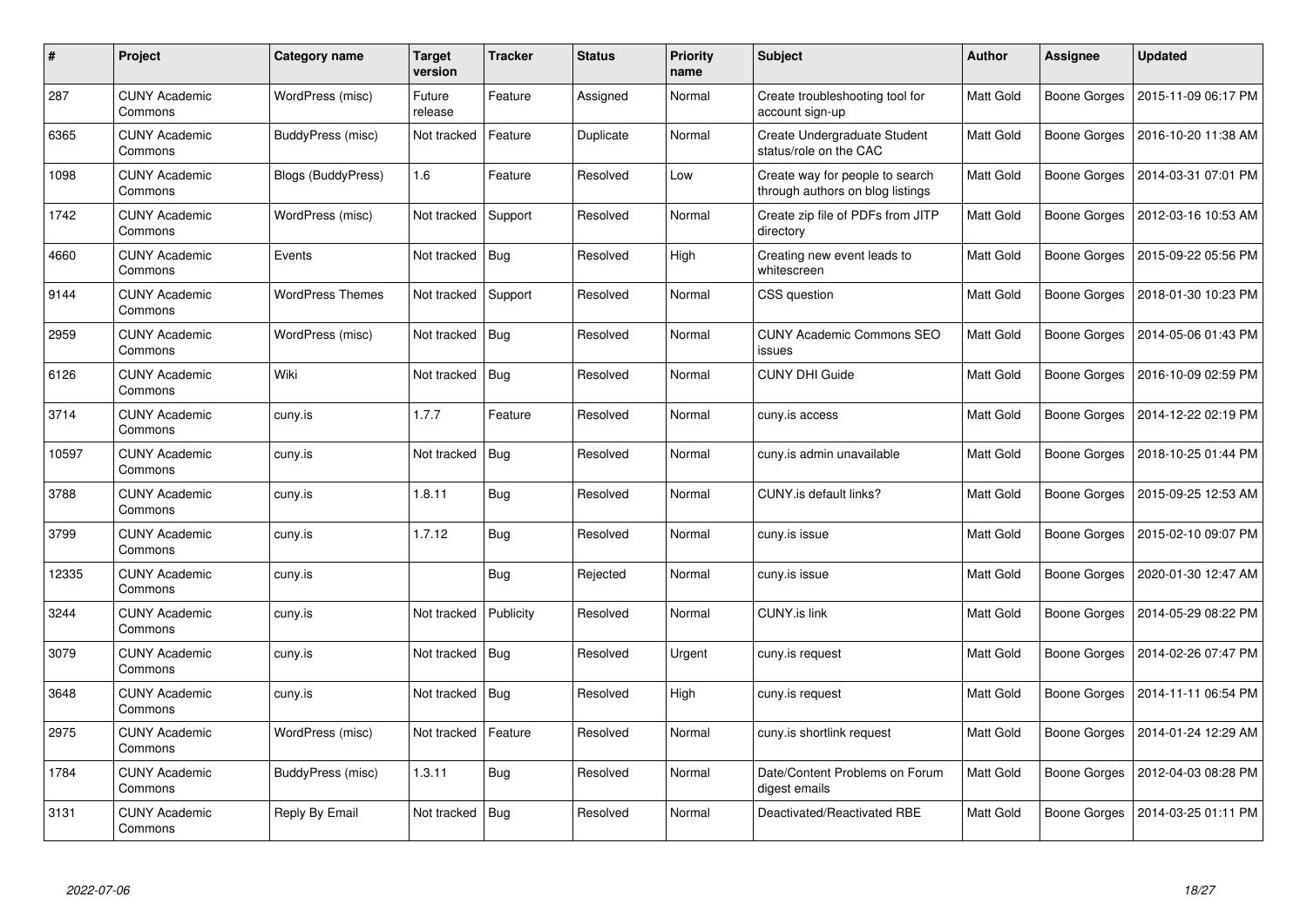| # | Project | Category name | Target version | Tracker | Status | Priority name | Subject | Author | Assignee | Updated |
|---|---|---|---|---|---|---|---|---|---|---|
| 287 | CUNY Academic Commons | WordPress (misc) | Future release | Feature | Assigned | Normal | Create troubleshooting tool for account sign-up | Matt Gold | Boone Gorges | 2015-11-09 06:17 PM |
| 6365 | CUNY Academic Commons | BuddyPress (misc) | Not tracked | Feature | Duplicate | Normal | Create Undergraduate Student status/role on the CAC | Matt Gold | Boone Gorges | 2016-10-20 11:38 AM |
| 1098 | CUNY Academic Commons | Blogs (BuddyPress) | 1.6 | Feature | Resolved | Low | Create way for people to search through authors on blog listings | Matt Gold | Boone Gorges | 2014-03-31 07:01 PM |
| 1742 | CUNY Academic Commons | WordPress (misc) | Not tracked | Support | Resolved | Normal | Create zip file of PDFs from JITP directory | Matt Gold | Boone Gorges | 2012-03-16 10:53 AM |
| 4660 | CUNY Academic Commons | Events | Not tracked | Bug | Resolved | High | Creating new event leads to whitescreen | Matt Gold | Boone Gorges | 2015-09-22 05:56 PM |
| 9144 | CUNY Academic Commons | WordPress Themes | Not tracked | Support | Resolved | Normal | CSS question | Matt Gold | Boone Gorges | 2018-01-30 10:23 PM |
| 2959 | CUNY Academic Commons | WordPress (misc) | Not tracked | Bug | Resolved | Normal | CUNY Academic Commons SEO issues | Matt Gold | Boone Gorges | 2014-05-06 01:43 PM |
| 6126 | CUNY Academic Commons | Wiki | Not tracked | Bug | Resolved | Normal | CUNY DHI Guide | Matt Gold | Boone Gorges | 2016-10-09 02:59 PM |
| 3714 | CUNY Academic Commons | cuny.is | 1.7.7 | Feature | Resolved | Normal | cuny.is access | Matt Gold | Boone Gorges | 2014-12-22 02:19 PM |
| 10597 | CUNY Academic Commons | cuny.is | Not tracked | Bug | Resolved | Normal | cuny.is admin unavailable | Matt Gold | Boone Gorges | 2018-10-25 01:44 PM |
| 3788 | CUNY Academic Commons | cuny.is | 1.8.11 | Bug | Resolved | Normal | CUNY.is default links? | Matt Gold | Boone Gorges | 2015-09-25 12:53 AM |
| 3799 | CUNY Academic Commons | cuny.is | 1.7.12 | Bug | Resolved | Normal | cuny.is issue | Matt Gold | Boone Gorges | 2015-02-10 09:07 PM |
| 12335 | CUNY Academic Commons | cuny.is | | Bug | Rejected | Normal | cuny.is issue | Matt Gold | Boone Gorges | 2020-01-30 12:47 AM |
| 3244 | CUNY Academic Commons | cuny.is | Not tracked | Publicity | Resolved | Normal | CUNY.is link | Matt Gold | Boone Gorges | 2014-05-29 08:22 PM |
| 3079 | CUNY Academic Commons | cuny.is | Not tracked | Bug | Resolved | Urgent | cuny.is request | Matt Gold | Boone Gorges | 2014-02-26 07:47 PM |
| 3648 | CUNY Academic Commons | cuny.is | Not tracked | Bug | Resolved | High | cuny.is request | Matt Gold | Boone Gorges | 2014-11-11 06:54 PM |
| 2975 | CUNY Academic Commons | WordPress (misc) | Not tracked | Feature | Resolved | Normal | cuny.is shortlink request | Matt Gold | Boone Gorges | 2014-01-24 12:29 AM |
| 1784 | CUNY Academic Commons | BuddyPress (misc) | 1.3.11 | Bug | Resolved | Normal | Date/Content Problems on Forum digest emails | Matt Gold | Boone Gorges | 2012-04-03 08:28 PM |
| 3131 | CUNY Academic Commons | Reply By Email | Not tracked | Bug | Resolved | Normal | Deactivated/Reactivated RBE | Matt Gold | Boone Gorges | 2014-03-25 01:11 PM |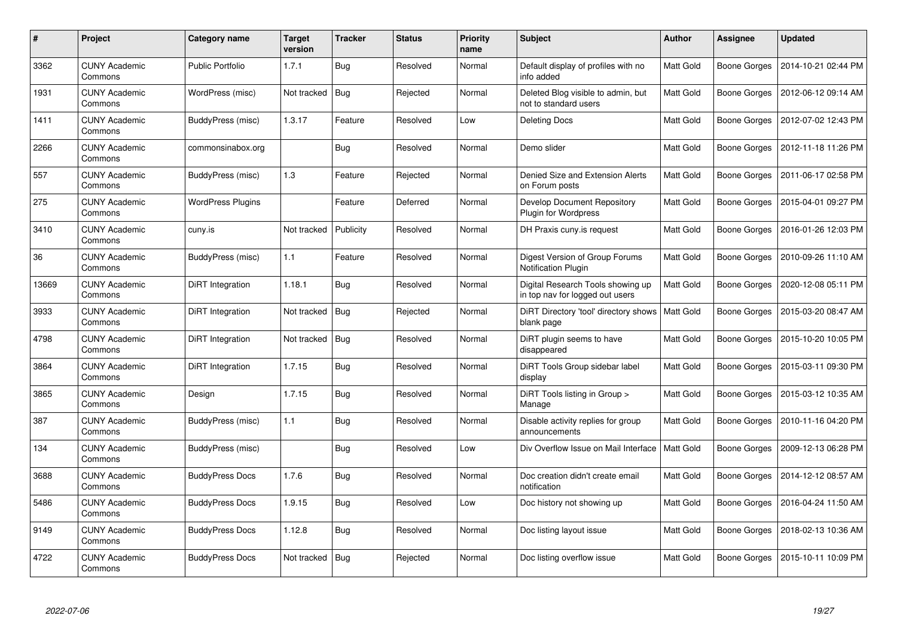| # | Project | Category name | Target version | Tracker | Status | Priority name | Subject | Author | Assignee | Updated |
|---|---|---|---|---|---|---|---|---|---|---|
| 3362 | CUNY Academic Commons | Public Portfolio | 1.7.1 | Bug | Resolved | Normal | Default display of profiles with no info added | Matt Gold | Boone Gorges | 2014-10-21 02:44 PM |
| 1931 | CUNY Academic Commons | WordPress (misc) | Not tracked | Bug | Rejected | Normal | Deleted Blog visible to admin, but not to standard users | Matt Gold | Boone Gorges | 2012-06-12 09:14 AM |
| 1411 | CUNY Academic Commons | BuddyPress (misc) | 1.3.17 | Feature | Resolved | Low | Deleting Docs | Matt Gold | Boone Gorges | 2012-07-02 12:43 PM |
| 2266 | CUNY Academic Commons | commonsinabox.org | | Bug | Resolved | Normal | Demo slider | Matt Gold | Boone Gorges | 2012-11-18 11:26 PM |
| 557 | CUNY Academic Commons | BuddyPress (misc) | 1.3 | Feature | Rejected | Normal | Denied Size and Extension Alerts on Forum posts | Matt Gold | Boone Gorges | 2011-06-17 02:58 PM |
| 275 | CUNY Academic Commons | WordPress Plugins | | Feature | Deferred | Normal | Develop Document Repository Plugin for Wordpress | Matt Gold | Boone Gorges | 2015-04-01 09:27 PM |
| 3410 | CUNY Academic Commons | cuny.is | Not tracked | Publicity | Resolved | Normal | DH Praxis cuny.is request | Matt Gold | Boone Gorges | 2016-01-26 12:03 PM |
| 36 | CUNY Academic Commons | BuddyPress (misc) | 1.1 | Feature | Resolved | Normal | Digest Version of Group Forums Notification Plugin | Matt Gold | Boone Gorges | 2010-09-26 11:10 AM |
| 13669 | CUNY Academic Commons | DiRT Integration | 1.18.1 | Bug | Resolved | Normal | Digital Research Tools showing up in top nav for logged out users | Matt Gold | Boone Gorges | 2020-12-08 05:11 PM |
| 3933 | CUNY Academic Commons | DiRT Integration | Not tracked | Bug | Rejected | Normal | DiRT Directory 'tool' directory shows blank page | Matt Gold | Boone Gorges | 2015-03-20 08:47 AM |
| 4798 | CUNY Academic Commons | DiRT Integration | Not tracked | Bug | Resolved | Normal | DiRT plugin seems to have disappeared | Matt Gold | Boone Gorges | 2015-10-20 10:05 PM |
| 3864 | CUNY Academic Commons | DiRT Integration | 1.7.15 | Bug | Resolved | Normal | DiRT Tools Group sidebar label display | Matt Gold | Boone Gorges | 2015-03-11 09:30 PM |
| 3865 | CUNY Academic Commons | Design | 1.7.15 | Bug | Resolved | Normal | DiRT Tools listing in Group > Manage | Matt Gold | Boone Gorges | 2015-03-12 10:35 AM |
| 387 | CUNY Academic Commons | BuddyPress (misc) | 1.1 | Bug | Resolved | Normal | Disable activity replies for group announcements | Matt Gold | Boone Gorges | 2010-11-16 04:20 PM |
| 134 | CUNY Academic Commons | BuddyPress (misc) | | Bug | Resolved | Low | Div Overflow Issue on Mail Interface | Matt Gold | Boone Gorges | 2009-12-13 06:28 PM |
| 3688 | CUNY Academic Commons | BuddyPress Docs | 1.7.6 | Bug | Resolved | Normal | Doc creation didn't create email notification | Matt Gold | Boone Gorges | 2014-12-12 08:57 AM |
| 5486 | CUNY Academic Commons | BuddyPress Docs | 1.9.15 | Bug | Resolved | Low | Doc history not showing up | Matt Gold | Boone Gorges | 2016-04-24 11:50 AM |
| 9149 | CUNY Academic Commons | BuddyPress Docs | 1.12.8 | Bug | Resolved | Normal | Doc listing layout issue | Matt Gold | Boone Gorges | 2018-02-13 10:36 AM |
| 4722 | CUNY Academic Commons | BuddyPress Docs | Not tracked | Bug | Rejected | Normal | Doc listing overflow issue | Matt Gold | Boone Gorges | 2015-10-11 10:09 PM |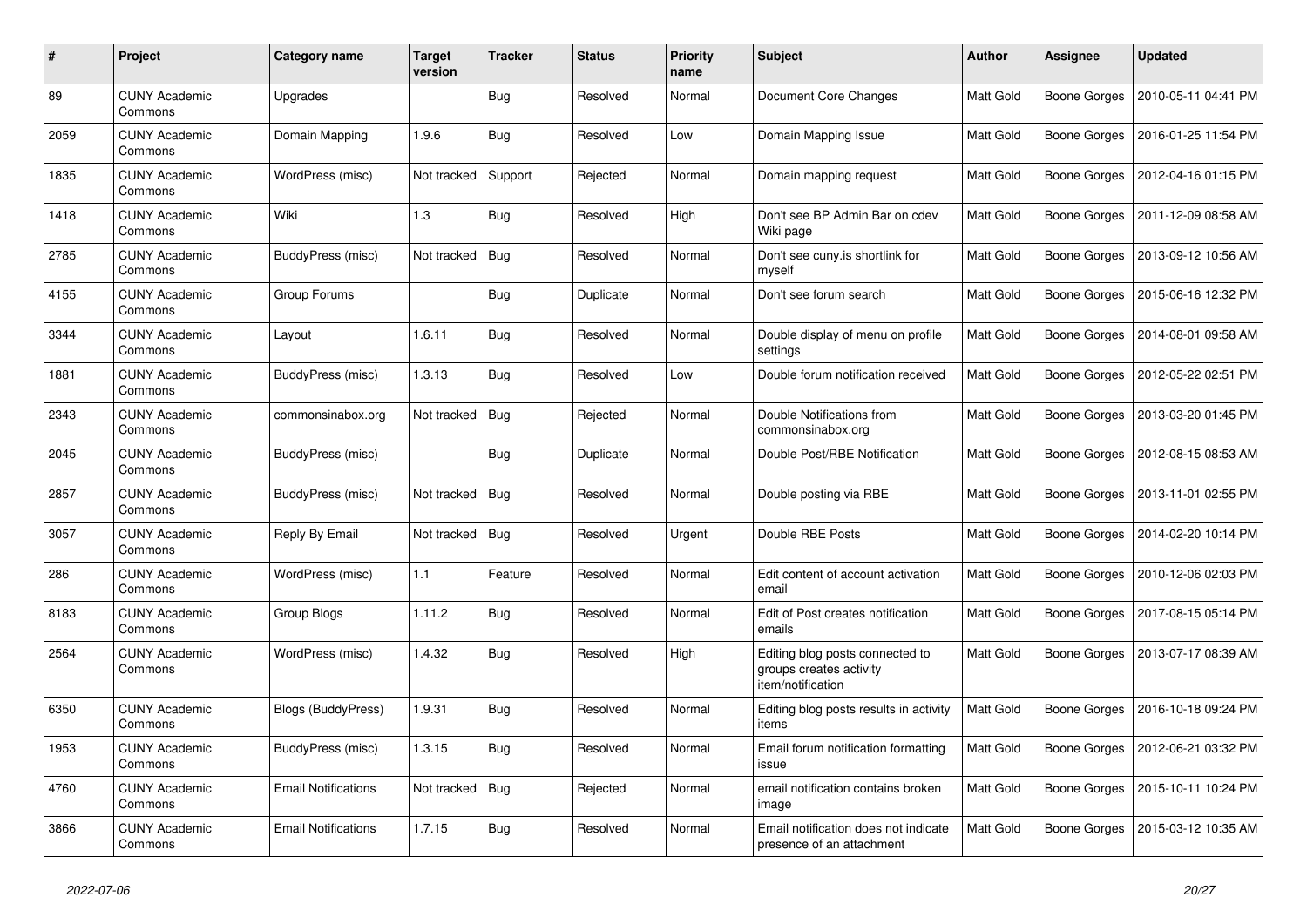| # | Project | Category name | Target version | Tracker | Status | Priority name | Subject | Author | Assignee | Updated |
|---|---|---|---|---|---|---|---|---|---|---|
| 89 | CUNY Academic Commons | Upgrades | | Bug | Resolved | Normal | Document Core Changes | Matt Gold | Boone Gorges | 2010-05-11 04:41 PM |
| 2059 | CUNY Academic Commons | Domain Mapping | 1.9.6 | Bug | Resolved | Low | Domain Mapping Issue | Matt Gold | Boone Gorges | 2016-01-25 11:54 PM |
| 1835 | CUNY Academic Commons | WordPress (misc) | Not tracked | Support | Rejected | Normal | Domain mapping request | Matt Gold | Boone Gorges | 2012-04-16 01:15 PM |
| 1418 | CUNY Academic Commons | Wiki | 1.3 | Bug | Resolved | High | Don't see BP Admin Bar on cdev Wiki page | Matt Gold | Boone Gorges | 2011-12-09 08:58 AM |
| 2785 | CUNY Academic Commons | BuddyPress (misc) | Not tracked | Bug | Resolved | Normal | Don't see cuny.is shortlink for myself | Matt Gold | Boone Gorges | 2013-09-12 10:56 AM |
| 4155 | CUNY Academic Commons | Group Forums | | Bug | Duplicate | Normal | Don't see forum search | Matt Gold | Boone Gorges | 2015-06-16 12:32 PM |
| 3344 | CUNY Academic Commons | Layout | 1.6.11 | Bug | Resolved | Normal | Double display of menu on profile settings | Matt Gold | Boone Gorges | 2014-08-01 09:58 AM |
| 1881 | CUNY Academic Commons | BuddyPress (misc) | 1.3.13 | Bug | Resolved | Low | Double forum notification received | Matt Gold | Boone Gorges | 2012-05-22 02:51 PM |
| 2343 | CUNY Academic Commons | commonsinabox.org | Not tracked | Bug | Rejected | Normal | Double Notifications from commonsinabox.org | Matt Gold | Boone Gorges | 2013-03-20 01:45 PM |
| 2045 | CUNY Academic Commons | BuddyPress (misc) | | Bug | Duplicate | Normal | Double Post/RBE Notification | Matt Gold | Boone Gorges | 2012-08-15 08:53 AM |
| 2857 | CUNY Academic Commons | BuddyPress (misc) | Not tracked | Bug | Resolved | Normal | Double posting via RBE | Matt Gold | Boone Gorges | 2013-11-01 02:55 PM |
| 3057 | CUNY Academic Commons | Reply By Email | Not tracked | Bug | Resolved | Urgent | Double RBE Posts | Matt Gold | Boone Gorges | 2014-02-20 10:14 PM |
| 286 | CUNY Academic Commons | WordPress (misc) | 1.1 | Feature | Resolved | Normal | Edit content of account activation email | Matt Gold | Boone Gorges | 2010-12-06 02:03 PM |
| 8183 | CUNY Academic Commons | Group Blogs | 1.11.2 | Bug | Resolved | Normal | Edit of Post creates notification emails | Matt Gold | Boone Gorges | 2017-08-15 05:14 PM |
| 2564 | CUNY Academic Commons | WordPress (misc) | 1.4.32 | Bug | Resolved | High | Editing blog posts connected to groups creates activity item/notification | Matt Gold | Boone Gorges | 2013-07-17 08:39 AM |
| 6350 | CUNY Academic Commons | Blogs (BuddyPress) | 1.9.31 | Bug | Resolved | Normal | Editing blog posts results in activity items | Matt Gold | Boone Gorges | 2016-10-18 09:24 PM |
| 1953 | CUNY Academic Commons | BuddyPress (misc) | 1.3.15 | Bug | Resolved | Normal | Email forum notification formatting issue | Matt Gold | Boone Gorges | 2012-06-21 03:32 PM |
| 4760 | CUNY Academic Commons | Email Notifications | Not tracked | Bug | Rejected | Normal | email notification contains broken image | Matt Gold | Boone Gorges | 2015-10-11 10:24 PM |
| 3866 | CUNY Academic Commons | Email Notifications | 1.7.15 | Bug | Resolved | Normal | Email notification does not indicate presence of an attachment | Matt Gold | Boone Gorges | 2015-03-12 10:35 AM |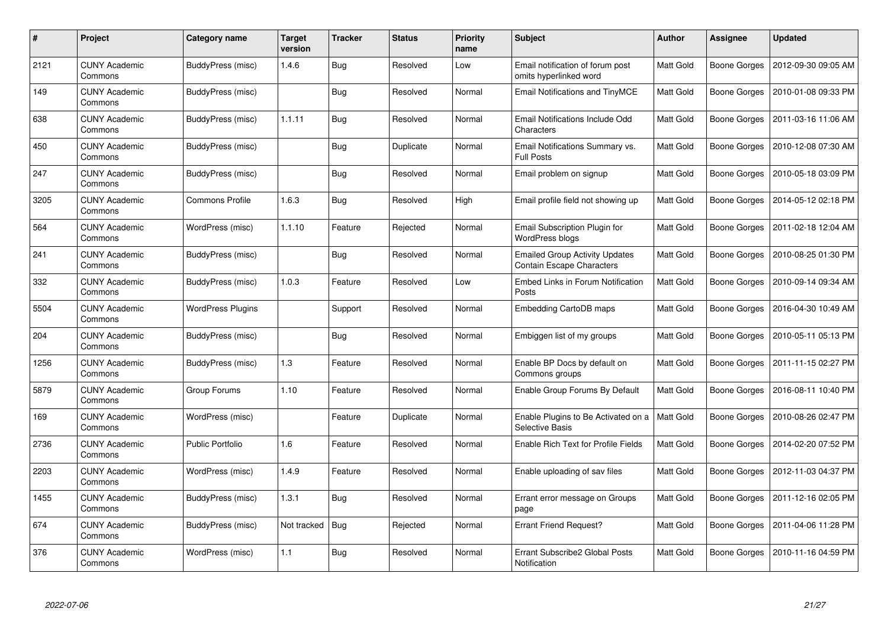| # | Project | Category name | Target version | Tracker | Status | Priority name | Subject | Author | Assignee | Updated |
|---|---|---|---|---|---|---|---|---|---|---|
| 2121 | CUNY Academic Commons | BuddyPress (misc) | 1.4.6 | Bug | Resolved | Low | Email notification of forum post omits hyperlinked word | Matt Gold | Boone Gorges | 2012-09-30 09:05 AM |
| 149 | CUNY Academic Commons | BuddyPress (misc) | | Bug | Resolved | Normal | Email Notifications and TinyMCE | Matt Gold | Boone Gorges | 2010-01-08 09:33 PM |
| 638 | CUNY Academic Commons | BuddyPress (misc) | 1.1.11 | Bug | Resolved | Normal | Email Notifications Include Odd Characters | Matt Gold | Boone Gorges | 2011-03-16 11:06 AM |
| 450 | CUNY Academic Commons | BuddyPress (misc) | | Bug | Duplicate | Normal | Email Notifications Summary vs. Full Posts | Matt Gold | Boone Gorges | 2010-12-08 07:30 AM |
| 247 | CUNY Academic Commons | BuddyPress (misc) | | Bug | Resolved | Normal | Email problem on signup | Matt Gold | Boone Gorges | 2010-05-18 03:09 PM |
| 3205 | CUNY Academic Commons | Commons Profile | 1.6.3 | Bug | Resolved | High | Email profile field not showing up | Matt Gold | Boone Gorges | 2014-05-12 02:18 PM |
| 564 | CUNY Academic Commons | WordPress (misc) | 1.1.10 | Feature | Rejected | Normal | Email Subscription Plugin for WordPress blogs | Matt Gold | Boone Gorges | 2011-02-18 12:04 AM |
| 241 | CUNY Academic Commons | BuddyPress (misc) | | Bug | Resolved | Normal | Emailed Group Activity Updates Contain Escape Characters | Matt Gold | Boone Gorges | 2010-08-25 01:30 PM |
| 332 | CUNY Academic Commons | BuddyPress (misc) | 1.0.3 | Feature | Resolved | Low | Embed Links in Forum Notification Posts | Matt Gold | Boone Gorges | 2010-09-14 09:34 AM |
| 5504 | CUNY Academic Commons | WordPress Plugins | | Support | Resolved | Normal | Embedding CartoDB maps | Matt Gold | Boone Gorges | 2016-04-30 10:49 AM |
| 204 | CUNY Academic Commons | BuddyPress (misc) | | Bug | Resolved | Normal | Embiggen list of my groups | Matt Gold | Boone Gorges | 2010-05-11 05:13 PM |
| 1256 | CUNY Academic Commons | BuddyPress (misc) | 1.3 | Feature | Resolved | Normal | Enable BP Docs by default on Commons groups | Matt Gold | Boone Gorges | 2011-11-15 02:27 PM |
| 5879 | CUNY Academic Commons | Group Forums | 1.10 | Feature | Resolved | Normal | Enable Group Forums By Default | Matt Gold | Boone Gorges | 2016-08-11 10:40 PM |
| 169 | CUNY Academic Commons | WordPress (misc) | | Feature | Duplicate | Normal | Enable Plugins to Be Activated on a Selective Basis | Matt Gold | Boone Gorges | 2010-08-26 02:47 PM |
| 2736 | CUNY Academic Commons | Public Portfolio | 1.6 | Feature | Resolved | Normal | Enable Rich Text for Profile Fields | Matt Gold | Boone Gorges | 2014-02-20 07:52 PM |
| 2203 | CUNY Academic Commons | WordPress (misc) | 1.4.9 | Feature | Resolved | Normal | Enable uploading of sav files | Matt Gold | Boone Gorges | 2012-11-03 04:37 PM |
| 1455 | CUNY Academic Commons | BuddyPress (misc) | 1.3.1 | Bug | Resolved | Normal | Errant error message on Groups page | Matt Gold | Boone Gorges | 2011-12-16 02:05 PM |
| 674 | CUNY Academic Commons | BuddyPress (misc) | Not tracked | Bug | Rejected | Normal | Errant Friend Request? | Matt Gold | Boone Gorges | 2011-04-06 11:28 PM |
| 376 | CUNY Academic Commons | WordPress (misc) | 1.1 | Bug | Resolved | Normal | Errant Subscribe2 Global Posts Notification | Matt Gold | Boone Gorges | 2010-11-16 04:59 PM |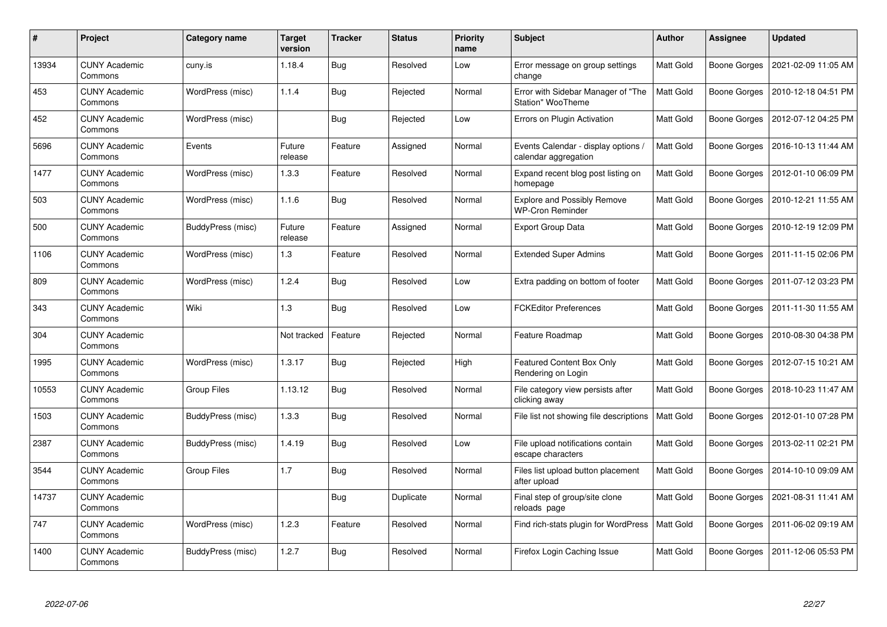| # | Project | Category name | Target version | Tracker | Status | Priority name | Subject | Author | Assignee | Updated |
|---|---|---|---|---|---|---|---|---|---|---|
| 13934 | CUNY Academic Commons | cuny.is | 1.18.4 | Bug | Resolved | Low | Error message on group settings change | Matt Gold | Boone Gorges | 2021-02-09 11:05 AM |
| 453 | CUNY Academic Commons | WordPress (misc) | 1.1.4 | Bug | Rejected | Normal | Error with Sidebar Manager of "The Station" WooTheme | Matt Gold | Boone Gorges | 2010-12-18 04:51 PM |
| 452 | CUNY Academic Commons | WordPress (misc) | | Bug | Rejected | Low | Errors on Plugin Activation | Matt Gold | Boone Gorges | 2012-07-12 04:25 PM |
| 5696 | CUNY Academic Commons | Events | Future release | Feature | Assigned | Normal | Events Calendar - display options / calendar aggregation | Matt Gold | Boone Gorges | 2016-10-13 11:44 AM |
| 1477 | CUNY Academic Commons | WordPress (misc) | 1.3.3 | Feature | Resolved | Normal | Expand recent blog post listing on homepage | Matt Gold | Boone Gorges | 2012-01-10 06:09 PM |
| 503 | CUNY Academic Commons | WordPress (misc) | 1.1.6 | Bug | Resolved | Normal | Explore and Possibly Remove WP-Cron Reminder | Matt Gold | Boone Gorges | 2010-12-21 11:55 AM |
| 500 | CUNY Academic Commons | BuddyPress (misc) | Future release | Feature | Assigned | Normal | Export Group Data | Matt Gold | Boone Gorges | 2010-12-19 12:09 PM |
| 1106 | CUNY Academic Commons | WordPress (misc) | 1.3 | Feature | Resolved | Normal | Extended Super Admins | Matt Gold | Boone Gorges | 2011-11-15 02:06 PM |
| 809 | CUNY Academic Commons | WordPress (misc) | 1.2.4 | Bug | Resolved | Low | Extra padding on bottom of footer | Matt Gold | Boone Gorges | 2011-07-12 03:23 PM |
| 343 | CUNY Academic Commons | Wiki | 1.3 | Bug | Resolved | Low | FCKEditor Preferences | Matt Gold | Boone Gorges | 2011-11-30 11:55 AM |
| 304 | CUNY Academic Commons | | Not tracked | Feature | Rejected | Normal | Feature Roadmap | Matt Gold | Boone Gorges | 2010-08-30 04:38 PM |
| 1995 | CUNY Academic Commons | WordPress (misc) | 1.3.17 | Bug | Rejected | High | Featured Content Box Only Rendering on Login | Matt Gold | Boone Gorges | 2012-07-15 10:21 AM |
| 10553 | CUNY Academic Commons | Group Files | 1.13.12 | Bug | Resolved | Normal | File category view persists after clicking away | Matt Gold | Boone Gorges | 2018-10-23 11:47 AM |
| 1503 | CUNY Academic Commons | BuddyPress (misc) | 1.3.3 | Bug | Resolved | Normal | File list not showing file descriptions | Matt Gold | Boone Gorges | 2012-01-10 07:28 PM |
| 2387 | CUNY Academic Commons | BuddyPress (misc) | 1.4.19 | Bug | Resolved | Low | File upload notifications contain escape characters | Matt Gold | Boone Gorges | 2013-02-11 02:21 PM |
| 3544 | CUNY Academic Commons | Group Files | 1.7 | Bug | Resolved | Normal | Files list upload button placement after upload | Matt Gold | Boone Gorges | 2014-10-10 09:09 AM |
| 14737 | CUNY Academic Commons | | | Bug | Duplicate | Normal | Final step of group/site clone reloads page | Matt Gold | Boone Gorges | 2021-08-31 11:41 AM |
| 747 | CUNY Academic Commons | WordPress (misc) | 1.2.3 | Feature | Resolved | Normal | Find rich-stats plugin for WordPress | Matt Gold | Boone Gorges | 2011-06-02 09:19 AM |
| 1400 | CUNY Academic Commons | BuddyPress (misc) | 1.2.7 | Bug | Resolved | Normal | Firefox Login Caching Issue | Matt Gold | Boone Gorges | 2011-12-06 05:53 PM |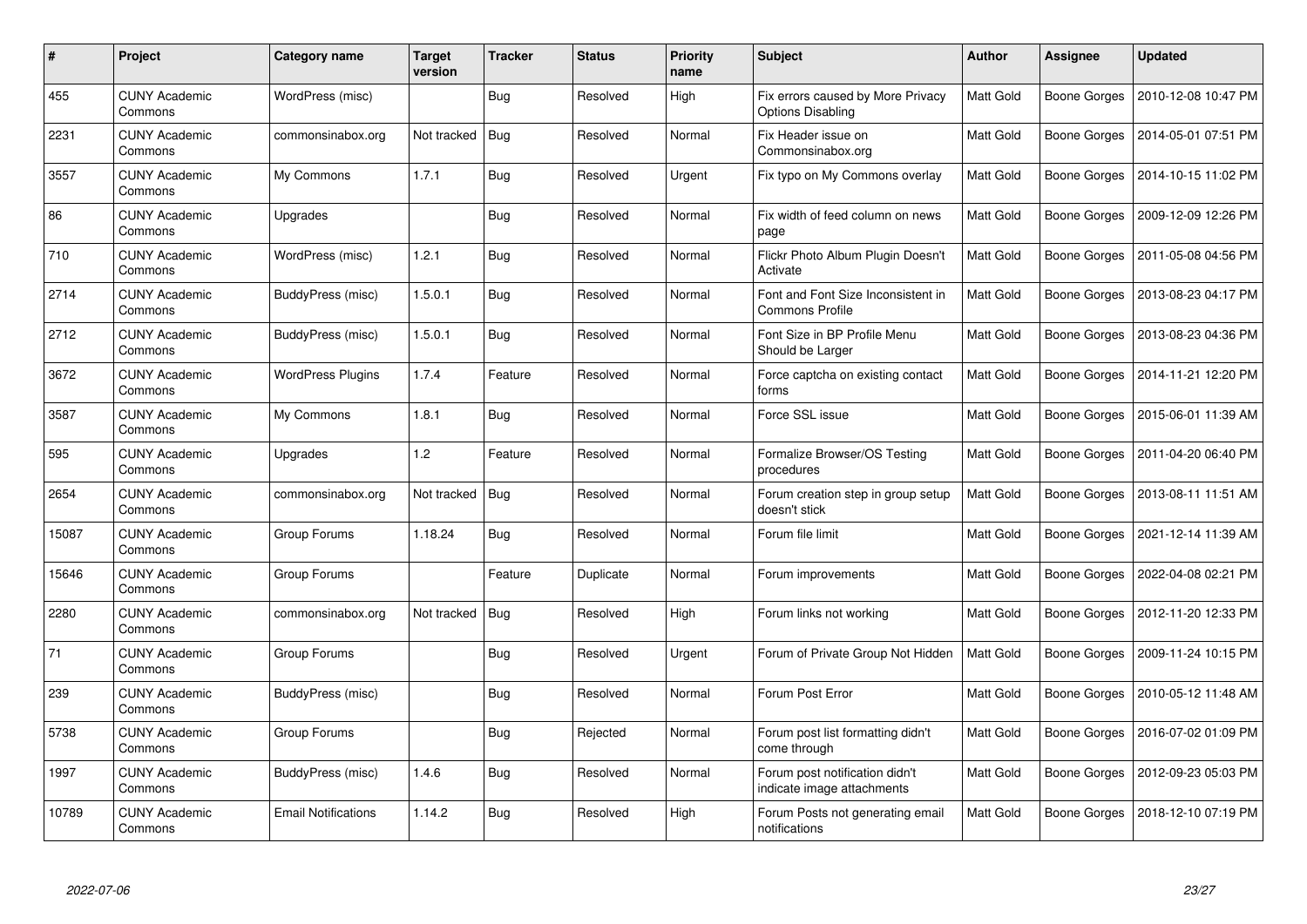| # | Project | Category name | Target version | Tracker | Status | Priority name | Subject | Author | Assignee | Updated |
|---|---|---|---|---|---|---|---|---|---|---|
| 455 | CUNY Academic Commons | WordPress (misc) | | Bug | Resolved | High | Fix errors caused by More Privacy Options Disabling | Matt Gold | Boone Gorges | 2010-12-08 10:47 PM |
| 2231 | CUNY Academic Commons | commonsinabox.org | Not tracked | Bug | Resolved | Normal | Fix Header issue on Commonsinabox.org | Matt Gold | Boone Gorges | 2014-05-01 07:51 PM |
| 3557 | CUNY Academic Commons | My Commons | 1.7.1 | Bug | Resolved | Urgent | Fix typo on My Commons overlay | Matt Gold | Boone Gorges | 2014-10-15 11:02 PM |
| 86 | CUNY Academic Commons | Upgrades | | Bug | Resolved | Normal | Fix width of feed column on news page | Matt Gold | Boone Gorges | 2009-12-09 12:26 PM |
| 710 | CUNY Academic Commons | WordPress (misc) | 1.2.1 | Bug | Resolved | Normal | Flickr Photo Album Plugin Doesn't Activate | Matt Gold | Boone Gorges | 2011-05-08 04:56 PM |
| 2714 | CUNY Academic Commons | BuddyPress (misc) | 1.5.0.1 | Bug | Resolved | Normal | Font and Font Size Inconsistent in Commons Profile | Matt Gold | Boone Gorges | 2013-08-23 04:17 PM |
| 2712 | CUNY Academic Commons | BuddyPress (misc) | 1.5.0.1 | Bug | Resolved | Normal | Font Size in BP Profile Menu Should be Larger | Matt Gold | Boone Gorges | 2013-08-23 04:36 PM |
| 3672 | CUNY Academic Commons | WordPress Plugins | 1.7.4 | Feature | Resolved | Normal | Force captcha on existing contact forms | Matt Gold | Boone Gorges | 2014-11-21 12:20 PM |
| 3587 | CUNY Academic Commons | My Commons | 1.8.1 | Bug | Resolved | Normal | Force SSL issue | Matt Gold | Boone Gorges | 2015-06-01 11:39 AM |
| 595 | CUNY Academic Commons | Upgrades | 1.2 | Feature | Resolved | Normal | Formalize Browser/OS Testing procedures | Matt Gold | Boone Gorges | 2011-04-20 06:40 PM |
| 2654 | CUNY Academic Commons | commonsinabox.org | Not tracked | Bug | Resolved | Normal | Forum creation step in group setup doesn't stick | Matt Gold | Boone Gorges | 2013-08-11 11:51 AM |
| 15087 | CUNY Academic Commons | Group Forums | 1.18.24 | Bug | Resolved | Normal | Forum file limit | Matt Gold | Boone Gorges | 2021-12-14 11:39 AM |
| 15646 | CUNY Academic Commons | Group Forums | | Feature | Duplicate | Normal | Forum improvements | Matt Gold | Boone Gorges | 2022-04-08 02:21 PM |
| 2280 | CUNY Academic Commons | commonsinabox.org | Not tracked | Bug | Resolved | High | Forum links not working | Matt Gold | Boone Gorges | 2012-11-20 12:33 PM |
| 71 | CUNY Academic Commons | Group Forums | | Bug | Resolved | Urgent | Forum of Private Group Not Hidden | Matt Gold | Boone Gorges | 2009-11-24 10:15 PM |
| 239 | CUNY Academic Commons | BuddyPress (misc) | | Bug | Resolved | Normal | Forum Post Error | Matt Gold | Boone Gorges | 2010-05-12 11:48 AM |
| 5738 | CUNY Academic Commons | Group Forums | | Bug | Rejected | Normal | Forum post list formatting didn't come through | Matt Gold | Boone Gorges | 2016-07-02 01:09 PM |
| 1997 | CUNY Academic Commons | BuddyPress (misc) | 1.4.6 | Bug | Resolved | Normal | Forum post notification didn't indicate image attachments | Matt Gold | Boone Gorges | 2012-09-23 05:03 PM |
| 10789 | CUNY Academic Commons | Email Notifications | 1.14.2 | Bug | Resolved | High | Forum Posts not generating email notifications | Matt Gold | Boone Gorges | 2018-12-10 07:19 PM |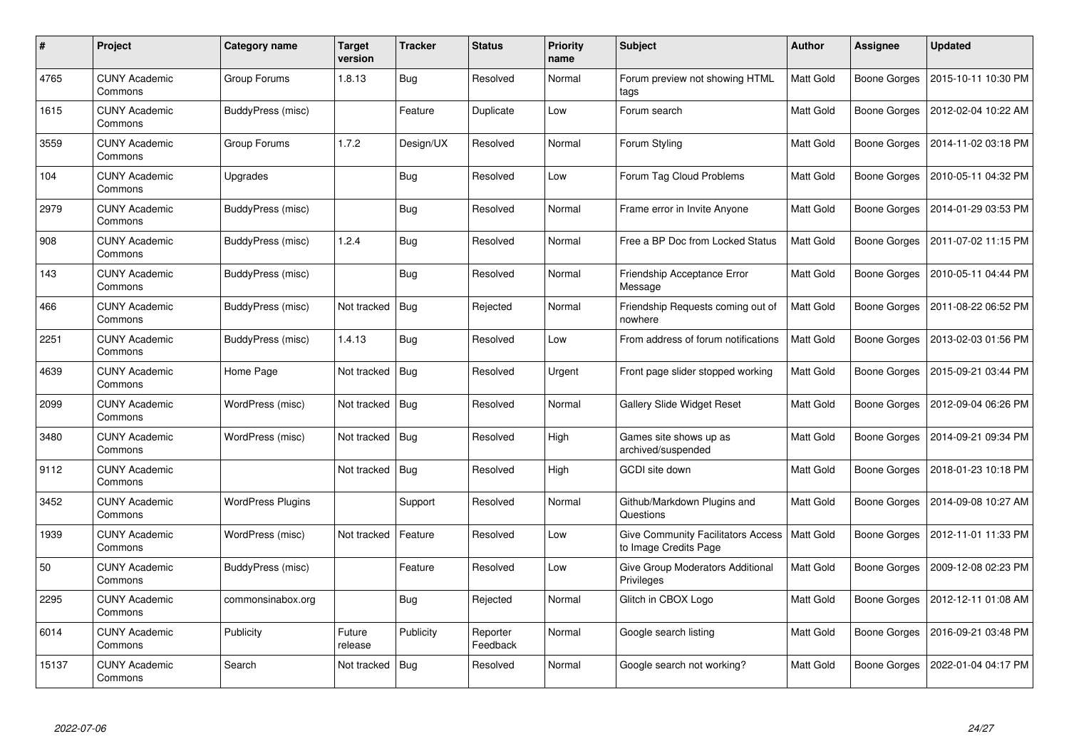| # | Project | Category name | Target version | Tracker | Status | Priority name | Subject | Author | Assignee | Updated |
|---|---|---|---|---|---|---|---|---|---|---|
| 4765 | CUNY Academic Commons | Group Forums | 1.8.13 | Bug | Resolved | Normal | Forum preview not showing HTML tags | Matt Gold | Boone Gorges | 2015-10-11 10:30 PM |
| 1615 | CUNY Academic Commons | BuddyPress (misc) | | Feature | Duplicate | Low | Forum search | Matt Gold | Boone Gorges | 2012-02-04 10:22 AM |
| 3559 | CUNY Academic Commons | Group Forums | 1.7.2 | Design/UX | Resolved | Normal | Forum Styling | Matt Gold | Boone Gorges | 2014-11-02 03:18 PM |
| 104 | CUNY Academic Commons | Upgrades | | Bug | Resolved | Low | Forum Tag Cloud Problems | Matt Gold | Boone Gorges | 2010-05-11 04:32 PM |
| 2979 | CUNY Academic Commons | BuddyPress (misc) | | Bug | Resolved | Normal | Frame error in Invite Anyone | Matt Gold | Boone Gorges | 2014-01-29 03:53 PM |
| 908 | CUNY Academic Commons | BuddyPress (misc) | 1.2.4 | Bug | Resolved | Normal | Free a BP Doc from Locked Status | Matt Gold | Boone Gorges | 2011-07-02 11:15 PM |
| 143 | CUNY Academic Commons | BuddyPress (misc) | | Bug | Resolved | Normal | Friendship Acceptance Error Message | Matt Gold | Boone Gorges | 2010-05-11 04:44 PM |
| 466 | CUNY Academic Commons | BuddyPress (misc) | Not tracked | Bug | Rejected | Normal | Friendship Requests coming out of nowhere | Matt Gold | Boone Gorges | 2011-08-22 06:52 PM |
| 2251 | CUNY Academic Commons | BuddyPress (misc) | 1.4.13 | Bug | Resolved | Low | From address of forum notifications | Matt Gold | Boone Gorges | 2013-02-03 01:56 PM |
| 4639 | CUNY Academic Commons | Home Page | Not tracked | Bug | Resolved | Urgent | Front page slider stopped working | Matt Gold | Boone Gorges | 2015-09-21 03:44 PM |
| 2099 | CUNY Academic Commons | WordPress (misc) | Not tracked | Bug | Resolved | Normal | Gallery Slide Widget Reset | Matt Gold | Boone Gorges | 2012-09-04 06:26 PM |
| 3480 | CUNY Academic Commons | WordPress (misc) | Not tracked | Bug | Resolved | High | Games site shows up as archived/suspended | Matt Gold | Boone Gorges | 2014-09-21 09:34 PM |
| 9112 | CUNY Academic Commons | | Not tracked | Bug | Resolved | High | GCDI site down | Matt Gold | Boone Gorges | 2018-01-23 10:18 PM |
| 3452 | CUNY Academic Commons | WordPress Plugins | | Support | Resolved | Normal | Github/Markdown Plugins and Questions | Matt Gold | Boone Gorges | 2014-09-08 10:27 AM |
| 1939 | CUNY Academic Commons | WordPress (misc) | Not tracked | Feature | Resolved | Low | Give Community Facilitators Access to Image Credits Page | Matt Gold | Boone Gorges | 2012-11-01 11:33 PM |
| 50 | CUNY Academic Commons | BuddyPress (misc) | | Feature | Resolved | Low | Give Group Moderators Additional Privileges | Matt Gold | Boone Gorges | 2009-12-08 02:23 PM |
| 2295 | CUNY Academic Commons | commonsinabox.org | | Bug | Rejected | Normal | Glitch in CBOX Logo | Matt Gold | Boone Gorges | 2012-12-11 01:08 AM |
| 6014 | CUNY Academic Commons | Publicity | Future release | Publicity | Reporter Feedback | Normal | Google search listing | Matt Gold | Boone Gorges | 2016-09-21 03:48 PM |
| 15137 | CUNY Academic Commons | Search | Not tracked | Bug | Resolved | Normal | Google search not working? | Matt Gold | Boone Gorges | 2022-01-04 04:17 PM |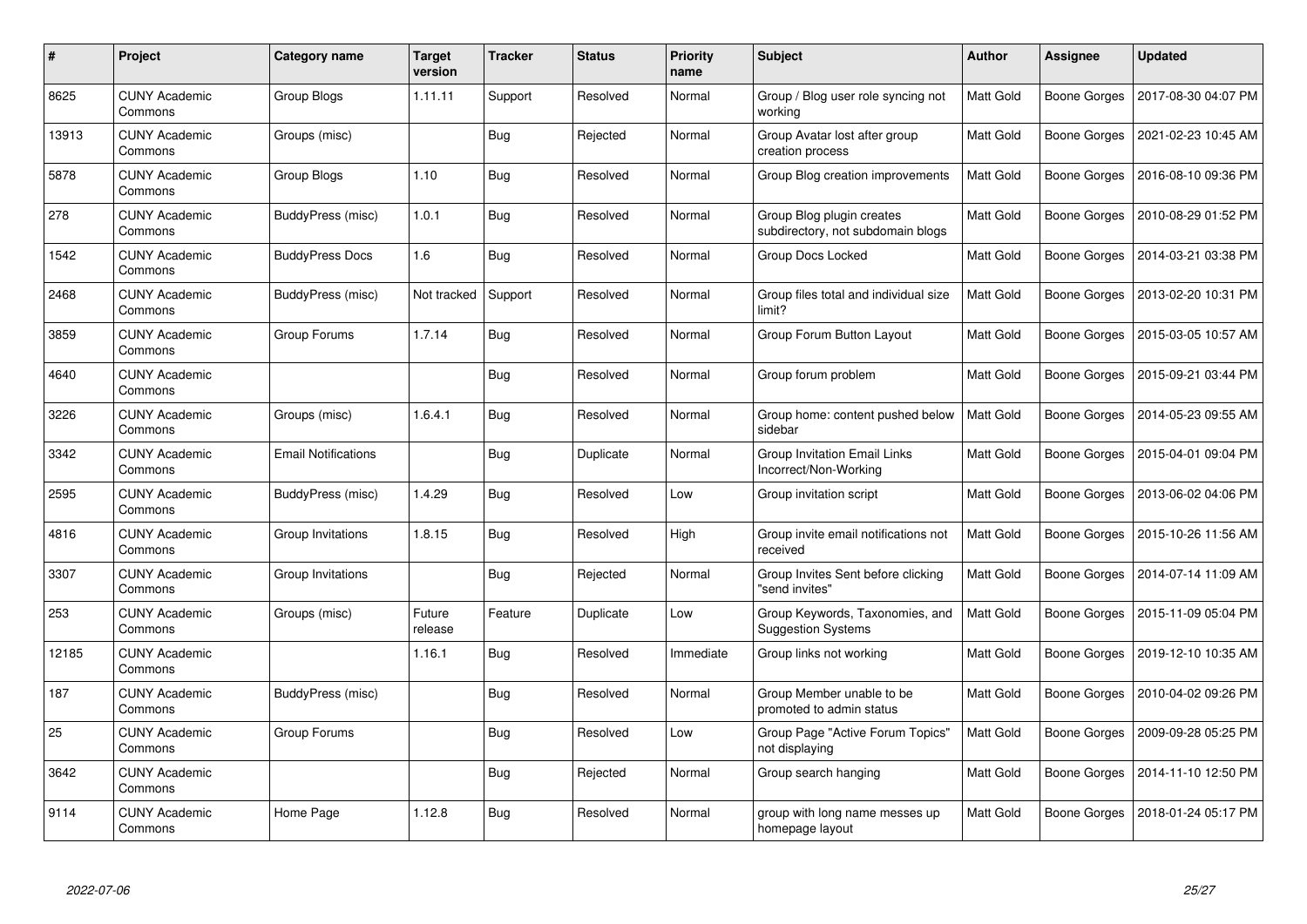| # | Project | Category name | Target version | Tracker | Status | Priority name | Subject | Author | Assignee | Updated |
|---|---|---|---|---|---|---|---|---|---|---|
| 8625 | CUNY Academic Commons | Group Blogs | 1.11.11 | Support | Resolved | Normal | Group / Blog user role syncing not working | Matt Gold | Boone Gorges | 2017-08-30 04:07 PM |
| 13913 | CUNY Academic Commons | Groups (misc) | | Bug | Rejected | Normal | Group Avatar lost after group creation process | Matt Gold | Boone Gorges | 2021-02-23 10:45 AM |
| 5878 | CUNY Academic Commons | Group Blogs | 1.10 | Bug | Resolved | Normal | Group Blog creation improvements | Matt Gold | Boone Gorges | 2016-08-10 09:36 PM |
| 278 | CUNY Academic Commons | BuddyPress (misc) | 1.0.1 | Bug | Resolved | Normal | Group Blog plugin creates subdirectory, not subdomain blogs | Matt Gold | Boone Gorges | 2010-08-29 01:52 PM |
| 1542 | CUNY Academic Commons | BuddyPress Docs | 1.6 | Bug | Resolved | Normal | Group Docs Locked | Matt Gold | Boone Gorges | 2014-03-21 03:38 PM |
| 2468 | CUNY Academic Commons | BuddyPress (misc) | Not tracked | Support | Resolved | Normal | Group files total and individual size limit? | Matt Gold | Boone Gorges | 2013-02-20 10:31 PM |
| 3859 | CUNY Academic Commons | Group Forums | 1.7.14 | Bug | Resolved | Normal | Group Forum Button Layout | Matt Gold | Boone Gorges | 2015-03-05 10:57 AM |
| 4640 | CUNY Academic Commons | | | Bug | Resolved | Normal | Group forum problem | Matt Gold | Boone Gorges | 2015-09-21 03:44 PM |
| 3226 | CUNY Academic Commons | Groups (misc) | 1.6.4.1 | Bug | Resolved | Normal | Group home: content pushed below sidebar | Matt Gold | Boone Gorges | 2014-05-23 09:55 AM |
| 3342 | CUNY Academic Commons | Email Notifications | | Bug | Duplicate | Normal | Group Invitation Email Links Incorrect/Non-Working | Matt Gold | Boone Gorges | 2015-04-01 09:04 PM |
| 2595 | CUNY Academic Commons | BuddyPress (misc) | 1.4.29 | Bug | Resolved | Low | Group invitation script | Matt Gold | Boone Gorges | 2013-06-02 04:06 PM |
| 4816 | CUNY Academic Commons | Group Invitations | 1.8.15 | Bug | Resolved | High | Group invite email notifications not received | Matt Gold | Boone Gorges | 2015-10-26 11:56 AM |
| 3307 | CUNY Academic Commons | Group Invitations | | Bug | Rejected | Normal | Group Invites Sent before clicking "send invites" | Matt Gold | Boone Gorges | 2014-07-14 11:09 AM |
| 253 | CUNY Academic Commons | Groups (misc) | Future release | Feature | Duplicate | Low | Group Keywords, Taxonomies, and Suggestion Systems | Matt Gold | Boone Gorges | 2015-11-09 05:04 PM |
| 12185 | CUNY Academic Commons | | 1.16.1 | Bug | Resolved | Immediate | Group links not working | Matt Gold | Boone Gorges | 2019-12-10 10:35 AM |
| 187 | CUNY Academic Commons | BuddyPress (misc) | | Bug | Resolved | Normal | Group Member unable to be promoted to admin status | Matt Gold | Boone Gorges | 2010-04-02 09:26 PM |
| 25 | CUNY Academic Commons | Group Forums | | Bug | Resolved | Low | Group Page "Active Forum Topics" not displaying | Matt Gold | Boone Gorges | 2009-09-28 05:25 PM |
| 3642 | CUNY Academic Commons | | | Bug | Rejected | Normal | Group search hanging | Matt Gold | Boone Gorges | 2014-11-10 12:50 PM |
| 9114 | CUNY Academic Commons | Home Page | 1.12.8 | Bug | Resolved | Normal | group with long name messes up homepage layout | Matt Gold | Boone Gorges | 2018-01-24 05:17 PM |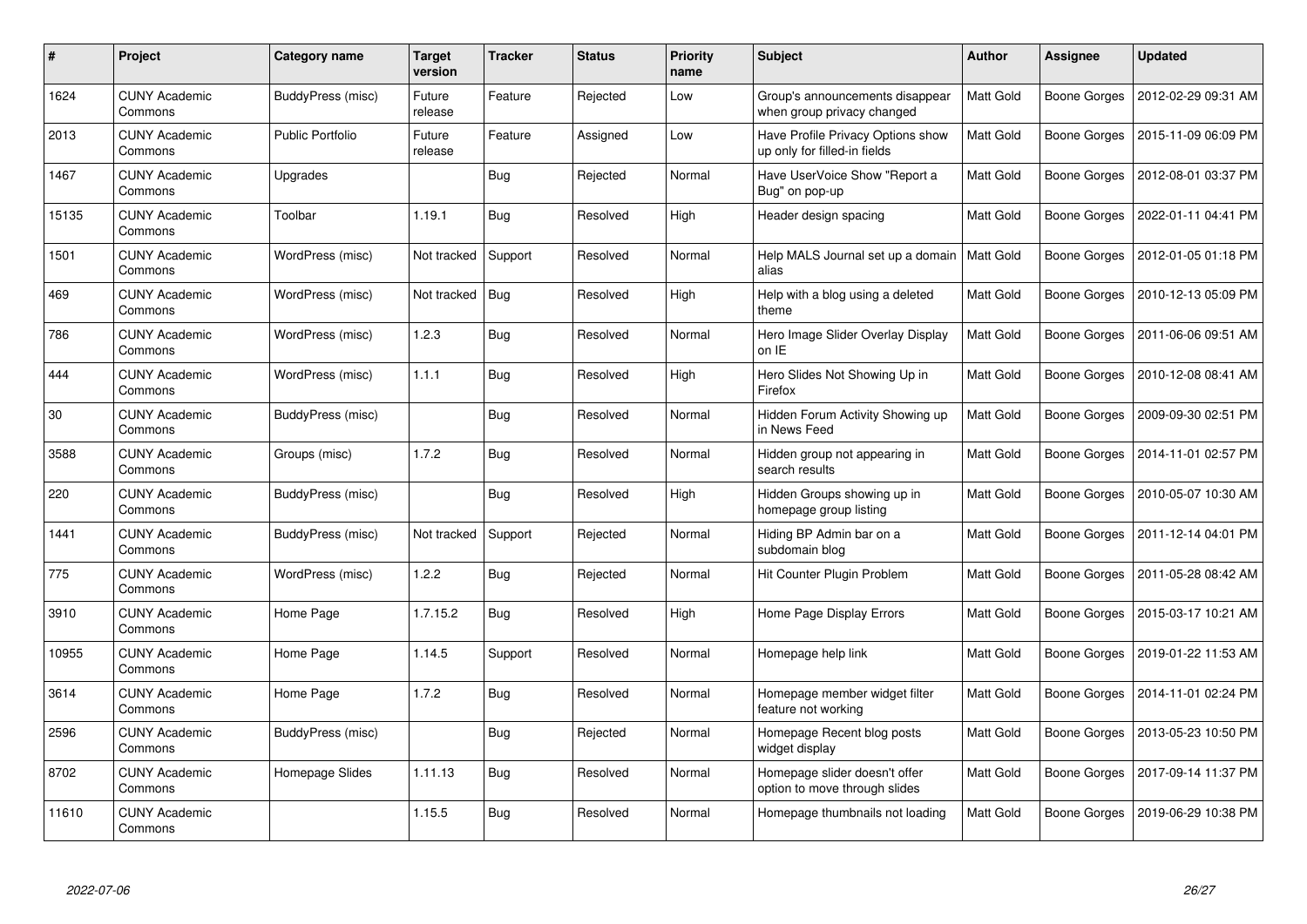| # | Project | Category name | Target version | Tracker | Status | Priority name | Subject | Author | Assignee | Updated |
|---|---|---|---|---|---|---|---|---|---|---|
| 1624 | CUNY Academic Commons | BuddyPress (misc) | Future release | Feature | Rejected | Low | Group's announcements disappear when group privacy changed | Matt Gold | Boone Gorges | 2012-02-29 09:31 AM |
| 2013 | CUNY Academic Commons | Public Portfolio | Future release | Feature | Assigned | Low | Have Profile Privacy Options show up only for filled-in fields | Matt Gold | Boone Gorges | 2015-11-09 06:09 PM |
| 1467 | CUNY Academic Commons | Upgrades | | Bug | Rejected | Normal | Have UserVoice Show "Report a Bug" on pop-up | Matt Gold | Boone Gorges | 2012-08-01 03:37 PM |
| 15135 | CUNY Academic Commons | Toolbar | 1.19.1 | Bug | Resolved | High | Header design spacing | Matt Gold | Boone Gorges | 2022-01-11 04:41 PM |
| 1501 | CUNY Academic Commons | WordPress (misc) | Not tracked | Support | Resolved | Normal | Help MALS Journal set up a domain alias | Matt Gold | Boone Gorges | 2012-01-05 01:18 PM |
| 469 | CUNY Academic Commons | WordPress (misc) | Not tracked | Bug | Resolved | High | Help with a blog using a deleted theme | Matt Gold | Boone Gorges | 2010-12-13 05:09 PM |
| 786 | CUNY Academic Commons | WordPress (misc) | 1.2.3 | Bug | Resolved | Normal | Hero Image Slider Overlay Display on IE | Matt Gold | Boone Gorges | 2011-06-06 09:51 AM |
| 444 | CUNY Academic Commons | WordPress (misc) | 1.1.1 | Bug | Resolved | High | Hero Slides Not Showing Up in Firefox | Matt Gold | Boone Gorges | 2010-12-08 08:41 AM |
| 30 | CUNY Academic Commons | BuddyPress (misc) | | Bug | Resolved | Normal | Hidden Forum Activity Showing up in News Feed | Matt Gold | Boone Gorges | 2009-09-30 02:51 PM |
| 3588 | CUNY Academic Commons | Groups (misc) | 1.7.2 | Bug | Resolved | Normal | Hidden group not appearing in search results | Matt Gold | Boone Gorges | 2014-11-01 02:57 PM |
| 220 | CUNY Academic Commons | BuddyPress (misc) | | Bug | Resolved | High | Hidden Groups showing up in homepage group listing | Matt Gold | Boone Gorges | 2010-05-07 10:30 AM |
| 1441 | CUNY Academic Commons | BuddyPress (misc) | Not tracked | Support | Rejected | Normal | Hiding BP Admin bar on a subdomain blog | Matt Gold | Boone Gorges | 2011-12-14 04:01 PM |
| 775 | CUNY Academic Commons | WordPress (misc) | 1.2.2 | Bug | Rejected | Normal | Hit Counter Plugin Problem | Matt Gold | Boone Gorges | 2011-05-28 08:42 AM |
| 3910 | CUNY Academic Commons | Home Page | 1.7.15.2 | Bug | Resolved | High | Home Page Display Errors | Matt Gold | Boone Gorges | 2015-03-17 10:21 AM |
| 10955 | CUNY Academic Commons | Home Page | 1.14.5 | Support | Resolved | Normal | Homepage help link | Matt Gold | Boone Gorges | 2019-01-22 11:53 AM |
| 3614 | CUNY Academic Commons | Home Page | 1.7.2 | Bug | Resolved | Normal | Homepage member widget filter feature not working | Matt Gold | Boone Gorges | 2014-11-01 02:24 PM |
| 2596 | CUNY Academic Commons | BuddyPress (misc) | | Bug | Rejected | Normal | Homepage Recent blog posts widget display | Matt Gold | Boone Gorges | 2013-05-23 10:50 PM |
| 8702 | CUNY Academic Commons | Homepage Slides | 1.11.13 | Bug | Resolved | Normal | Homepage slider doesn't offer option to move through slides | Matt Gold | Boone Gorges | 2017-09-14 11:37 PM |
| 11610 | CUNY Academic Commons | | 1.15.5 | Bug | Resolved | Normal | Homepage thumbnails not loading | Matt Gold | Boone Gorges | 2019-06-29 10:38 PM |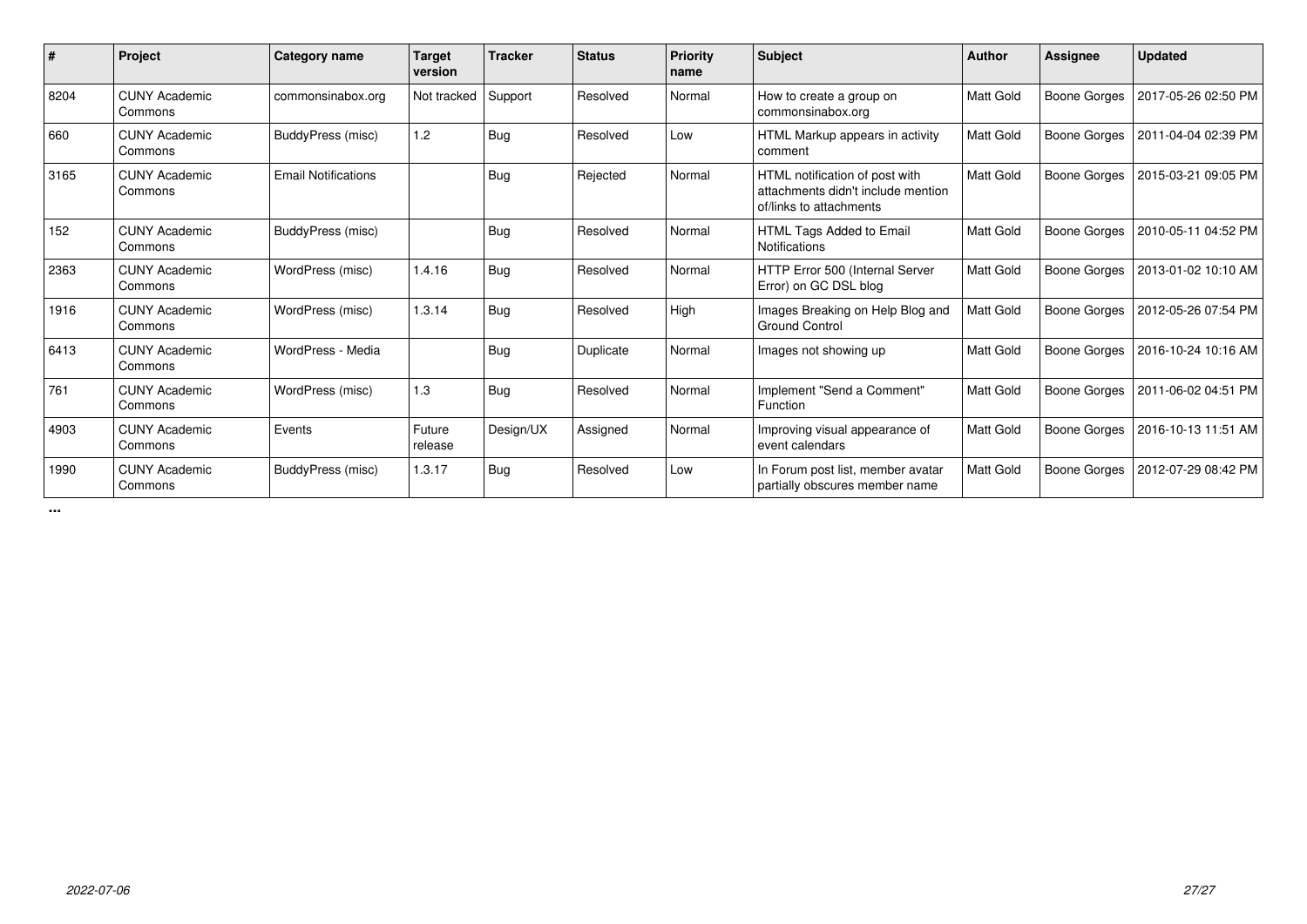| # | Project | Category name | Target version | Tracker | Status | Priority name | Subject | Author | Assignee | Updated |
|---|---|---|---|---|---|---|---|---|---|---|
| 8204 | CUNY Academic Commons | commonsinabox.org | Not tracked | Support | Resolved | Normal | How to create a group on commonsinabox.org | Matt Gold | Boone Gorges | 2017-05-26 02:50 PM |
| 660 | CUNY Academic Commons | BuddyPress (misc) | 1.2 | Bug | Resolved | Low | HTML Markup appears in activity comment | Matt Gold | Boone Gorges | 2011-04-04 02:39 PM |
| 3165 | CUNY Academic Commons | Email Notifications | | Bug | Rejected | Normal | HTML notification of post with attachments didn't include mention of/links to attachments | Matt Gold | Boone Gorges | 2015-03-21 09:05 PM |
| 152 | CUNY Academic Commons | BuddyPress (misc) | | Bug | Resolved | Normal | HTML Tags Added to Email Notifications | Matt Gold | Boone Gorges | 2010-05-11 04:52 PM |
| 2363 | CUNY Academic Commons | WordPress (misc) | 1.4.16 | Bug | Resolved | Normal | HTTP Error 500 (Internal Server Error) on GC DSL blog | Matt Gold | Boone Gorges | 2013-01-02 10:10 AM |
| 1916 | CUNY Academic Commons | WordPress (misc) | 1.3.14 | Bug | Resolved | High | Images Breaking on Help Blog and Ground Control | Matt Gold | Boone Gorges | 2012-05-26 07:54 PM |
| 6413 | CUNY Academic Commons | WordPress - Media | | Bug | Duplicate | Normal | Images not showing up | Matt Gold | Boone Gorges | 2016-10-24 10:16 AM |
| 761 | CUNY Academic Commons | WordPress (misc) | 1.3 | Bug | Resolved | Normal | Implement "Send a Comment" Function | Matt Gold | Boone Gorges | 2011-06-02 04:51 PM |
| 4903 | CUNY Academic Commons | Events | Future release | Design/UX | Assigned | Normal | Improving visual appearance of event calendars | Matt Gold | Boone Gorges | 2016-10-13 11:51 AM |
| 1990 | CUNY Academic Commons | BuddyPress (misc) | 1.3.17 | Bug | Resolved | Low | In Forum post list, member avatar partially obscures member name | Matt Gold | Boone Gorges | 2012-07-29 08:42 PM |

...